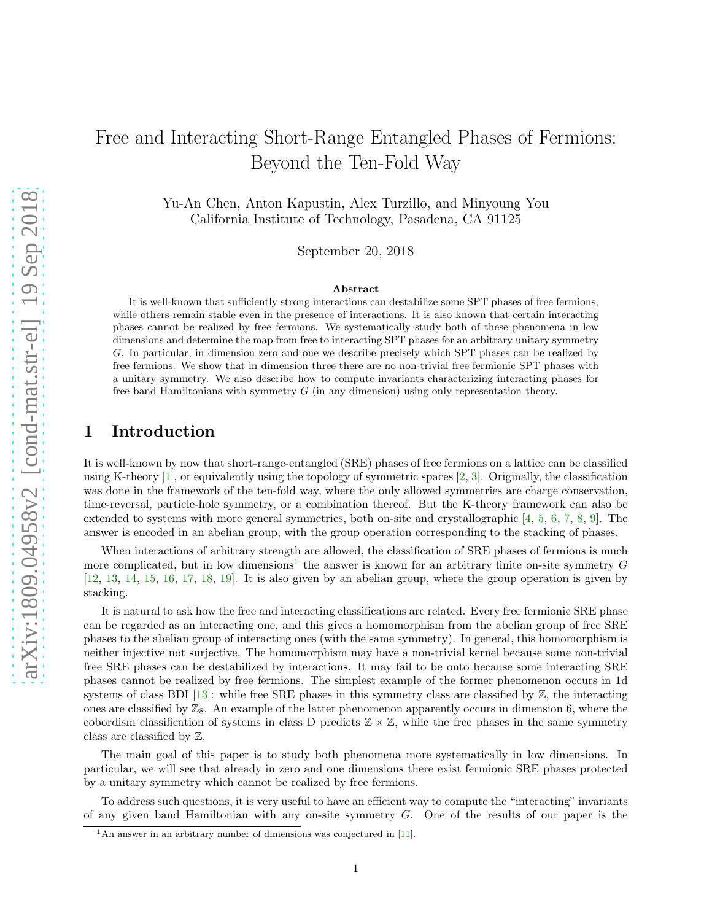# Free and Interacting Short-Range Entangled Phases of Fermions: Beyond the Ten-Fold Way

Yu-An Chen, Anton Kapustin, Alex Turzillo, and Minyoung You
California Institute of Technology, Pasadena, CA 91125

September 20, 2018

### Abstract

It is well-known that sufficiently strong interactions can destabilize some SPT phases of free fermions, while others remain stable even in the presence of interactions. It is also known that certain interacting phases cannot be realized by free fermions. We systematically study both of these phenomena in low dimensions and determine the map from free to interacting SPT phases for an arbitrary unitary symmetry $G$. In particular, in dimension zero and one we describe precisely which SPT phases can be realized by free fermions. We show that in dimension three there are no non-trivial free fermionic SPT phases with a unitary symmetry. We also describe how to compute invariants characterizing interacting phases for free band Hamiltonians with symmetry $G$ (in any dimension) using only representation theory.

## 1 Introduction

It is well-known by now that short-range-entangled (SRE) phases of free fermions on a lattice can be classified using K-theory [1], or equivalently using the topology of symmetric spaces [2, 3]. Originally, the classification was done in the framework of the ten-fold way, where the only allowed symmetries are charge conservation, time-reversal, particle-hole symmetry, or a combination thereof. But the K-theory framework can also be extended to systems with more general symmetries, both on-site and crystallographic [4, 5, 6, 7, 8, 9]. The answer is encoded in an abelian group, with the group operation corresponding to the stacking of phases.

When interactions of arbitrary strength are allowed, the classification of SRE phases of fermions is much more complicated, but in low dimensions[1] the answer is known for an arbitrary finite on-site symmetry $G$ [12, 13, 14, 15, 16, 17, 18, 19]. It is also given by an abelian group, where the group operation is given by stacking.

It is natural to ask how the free and interacting classifications are related. Every free fermionic SRE phase can be regarded as an interacting one, and this gives a homomorphism from the abelian group of free SRE phases to the abelian group of interacting ones (with the same symmetry). In general, this homomorphism is neither injective not surjective. The homomorphism may have a non-trivial kernel because some non-trivial free SRE phases can be destabilized by interactions. It may fail to be onto because some interacting SRE phases cannot be realized by free fermions. The simplest example of the former phenomenon occurs in 1d systems of class BDI [13]: while free SRE phases in this symmetry class are classified by $\mathbb{Z}$, the interacting ones are classified by $\mathbb{Z}_8$. An example of the latter phenomenon apparently occurs in dimension 6, where the cobordism classification of systems in class D predicts $\mathbb{Z} \times \mathbb{Z}$, while the free phases in the same symmetry class are classified by $\mathbb{Z}$.

The main goal of this paper is to study both phenomena more systematically in low dimensions. In particular, we will see that already in zero and one dimensions there exist fermionic SRE phases protected by a unitary symmetry which cannot be realized by free fermions.

To address such questions, it is very useful to have an efficient way to compute the "interacting" invariants of any given band Hamiltonian with any on-site symmetry $G$. One of the results of our paper is the

[1] An answer in an arbitrary number of dimensions was conjectured in [11].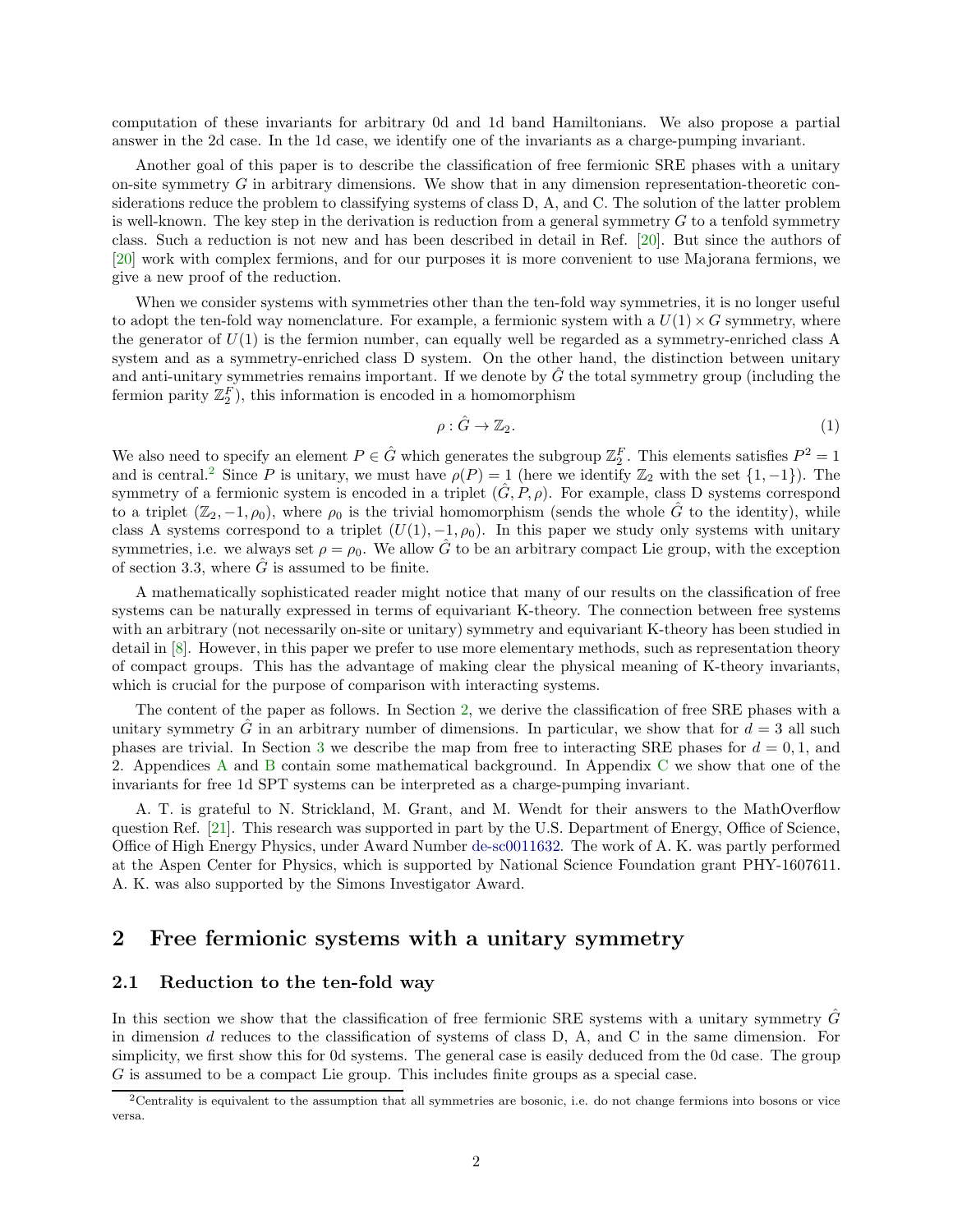computation of these invariants for arbitrary 0d and 1d band Hamiltonians. We also propose a partial answer in the 2d case. In the 1d case, we identify one of the invariants as a charge-pumping invariant.

Another goal of this paper is to describe the classification of free fermionic SRE phases with a unitary on-site symmetry $G$ in arbitrary dimensions. We show that in any dimension representation-theoretic considerations reduce the problem to classifying systems of class D, A, and C. The solution of the latter problem is well-known. The key step in the derivation is reduction from a general symmetry $G$ to a tenfold symmetry class. Such a reduction is not new and has been described in detail in Ref. [20]. But since the authors of [20] work with complex fermions, and for our purposes it is more convenient to use Majorana fermions, we give a new proof of the reduction.

When we consider systems with symmetries other than the ten-fold way symmetries, it is no longer useful to adopt the ten-fold way nomenclature. For example, a fermionic system with a $U(1) \times G$ symmetry, where the generator of $U(1)$ is the fermion number, can equally well be regarded as a symmetry-enriched class A system and as a symmetry-enriched class D system. On the other hand, the distinction between unitary and anti-unitary symmetries remains important. If we denote by $\hat{G}$ the total symmetry group (including the fermion parity $\mathbb{Z}_2^F$), this information is encoded in a homomorphism

$$\rho : \hat{G} \to \mathbb{Z}_2. \tag{1}$$

We also need to specify an element $P \in \hat{G}$ which generates the subgroup $\mathbb{Z}_2^F$. This elements satisfies $P^2 = 1$ and is central.[2] Since $P$ is unitary, we must have $\rho(P) = 1$ (here we identify $\mathbb{Z}_2$ with the set $\{1, -1\}$). The symmetry of a fermionic system is encoded in a triplet $(\hat{G}, P, \rho)$. For example, class D systems correspond to a triplet $(\mathbb{Z}_2, -1, \rho_0)$, where $\rho_0$ is the trivial homomorphism (sends the whole $\hat{G}$ to the identity), while class A systems correspond to a triplet $(U(1), -1, \rho_0)$. In this paper we study only systems with unitary symmetries, i.e. we always set $\rho = \rho_0$. We allow $\hat{G}$ to be an arbitrary compact Lie group, with the exception of section 3.3, where $\hat{G}$ is assumed to be finite.

A mathematically sophisticated reader might notice that many of our results on the classification of free systems can be naturally expressed in terms of equivariant K-theory. The connection between free systems with an arbitrary (not necessarily on-site or unitary) symmetry and equivariant K-theory has been studied in detail in [8]. However, in this paper we prefer to use more elementary methods, such as representation theory of compact groups. This has the advantage of making clear the physical meaning of K-theory invariants, which is crucial for the purpose of comparison with interacting systems.

The content of the paper as follows. In Section 2, we derive the classification of free SRE phases with a unitary symmetry $\hat{G}$ in an arbitrary number of dimensions. In particular, we show that for $d = 3$ all such phases are trivial. In Section 3 we describe the map from free to interacting SRE phases for $d = 0, 1$, and 2. Appendices A and B contain some mathematical background. In Appendix C we show that one of the invariants for free 1d SPT systems can be interpreted as a charge-pumping invariant.

A. T. is grateful to N. Strickland, M. Grant, and M. Wendt for their answers to the MathOverflow question Ref. [21]. This research was supported in part by the U.S. Department of Energy, Office of Science, Office of High Energy Physics, under Award Number de-sc0011632. The work of A. K. was partly performed at the Aspen Center for Physics, which is supported by National Science Foundation grant PHY-1607611. A. K. was also supported by the Simons Investigator Award.

## 2 Free fermionic systems with a unitary symmetry

### 2.1 Reduction to the ten-fold way

In this section we show that the classification of free fermionic SRE systems with a unitary symmetry $\hat{G}$ in dimension $d$ reduces to the classification of systems of class D, A, and C in the same dimension. For simplicity, we first show this for 0d systems. The general case is easily deduced from the 0d case. The group $G$ is assumed to be a compact Lie group. This includes finite groups as a special case.

[2] Centrality is equivalent to the assumption that all symmetries are bosonic, i.e. do not change fermions into bosons or vice versa.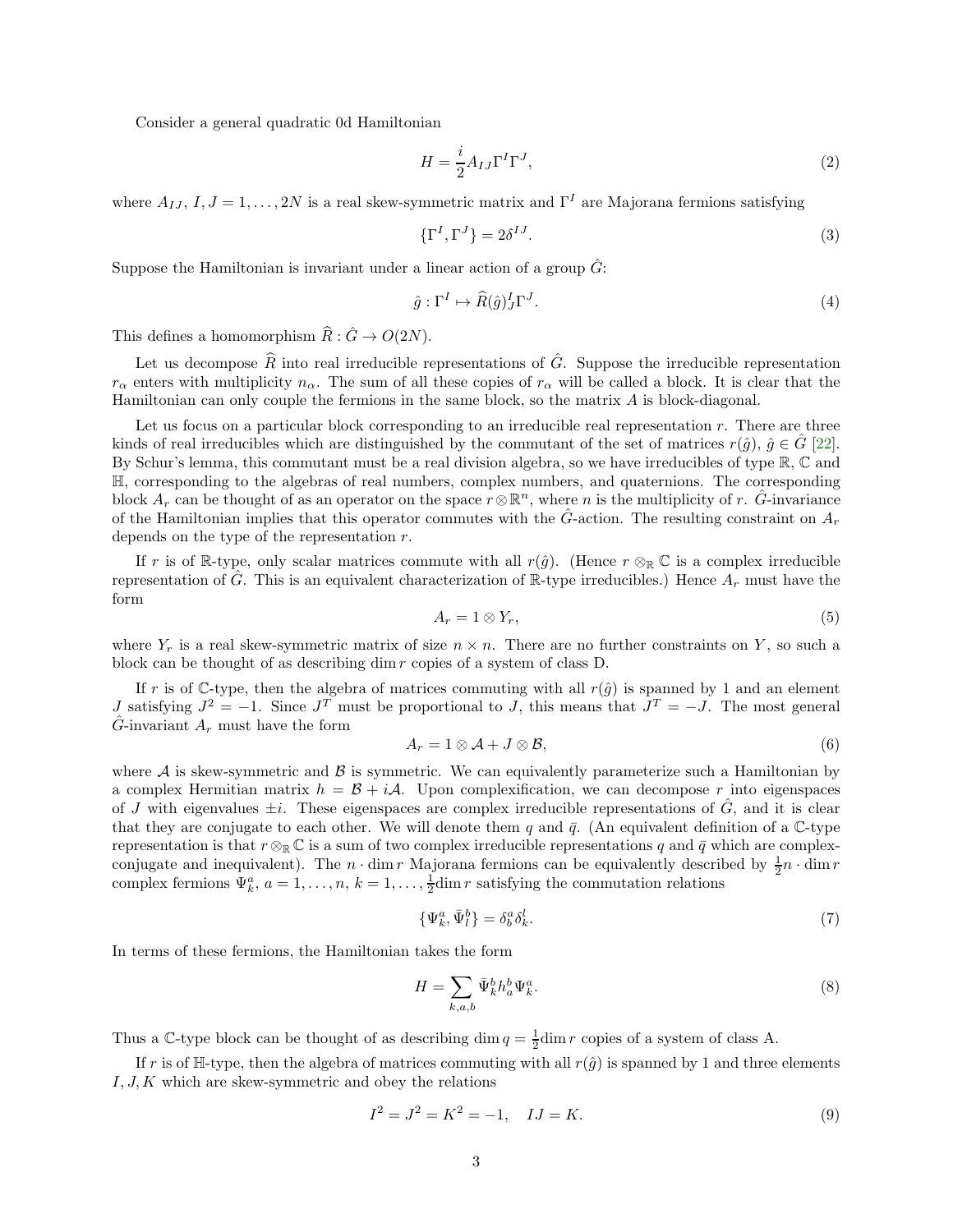Consider a general quadratic 0d Hamiltonian

$$H = \frac{i}{2} A_{IJ} \Gamma^I \Gamma^J, \tag{2}$$

where $A_{IJ}$, $I, J = 1, \dots, 2N$ is a real skew-symmetric matrix and $\Gamma^I$ are Majorana fermions satisfying

$$\{\Gamma^I, \Gamma^J\} = 2\delta^{IJ}. \tag{3}$$

Suppose the Hamiltonian is invariant under a linear action of a group $\hat{G}$:

$$\hat{g} : \Gamma^I \mapsto \widehat{R}(\hat{g})^I_J \Gamma^J. \tag{4}$$

This defines a homomorphism $\widehat{R} : \hat{G} \to O(2N)$.

Let us decompose $\widehat{R}$ into real irreducible representations of $\hat{G}$. Suppose the irreducible representation $r_\alpha$ enters with multiplicity $n_\alpha$. The sum of all these copies of $r_\alpha$ will be called a block. It is clear that the Hamiltonian can only couple the fermions in the same block, so the matrix $A$ is block-diagonal.

Let us focus on a particular block corresponding to an irreducible real representation $r$. There are three kinds of real irreducibles which are distinguished by the commutant of the set of matrices $r(\hat{g})$, $\hat{g} \in \hat{G}$ [22]. By Schur's lemma, this commutant must be a real division algebra, so we have irreducibles of type $\mathbb{R}$, $\mathbb{C}$ and $\mathbb{H}$, corresponding to the algebras of real numbers, complex numbers, and quaternions. The corresponding block $A_r$ can be thought of as an operator on the space $r \otimes \mathbb{R}^n$, where $n$ is the multiplicity of $r$. $\hat{G}$-invariance of the Hamiltonian implies that this operator commutes with the $\hat{G}$-action. The resulting constraint on $A_r$ depends on the type of the representation $r$.

If $r$ is of $\mathbb{R}$-type, only scalar matrices commute with all $r(\hat{g})$. (Hence $r \otimes_{\mathbb{R}} \mathbb{C}$ is a complex irreducible representation of $\hat{G}$. This is an equivalent characterization of $\mathbb{R}$-type irreducibles.) Hence $A_r$ must have the form

$$A_r = 1 \otimes Y_r, \tag{5}$$

where $Y_r$ is a real skew-symmetric matrix of size $n \times n$. There are no further constraints on $Y$, so such a block can be thought of as describing $\dim r$ copies of a system of class D.

If $r$ is of $\mathbb{C}$-type, then the algebra of matrices commuting with all $r(\hat{g})$ is spanned by 1 and an element $J$ satisfying $J^2 = -1$. Since $J^T$ must be proportional to $J$, this means that $J^T = -J$. The most general $\hat{G}$-invariant $A_r$ must have the form

$$A_r = 1 \otimes \mathcal{A} + J \otimes \mathcal{B}, \tag{6}$$

where $\mathcal{A}$ is skew-symmetric and $\mathcal{B}$ is symmetric. We can equivalently parameterize such a Hamiltonian by a complex Hermitian matrix $h = \mathcal{B} + i\mathcal{A}$. Upon complexification, we can decompose $r$ into eigenspaces of $J$ with eigenvalues $\pm i$. These eigenspaces are complex irreducible representations of $\hat{G}$, and it is clear that they are conjugate to each other. We will denote them $q$ and $\bar{q}$. (An equivalent definition of a $\mathbb{C}$-type representation is that $r \otimes_{\mathbb{R}} \mathbb{C}$ is a sum of two complex irreducible representations $q$ and $\bar{q}$ which are complex-conjugate and inequivalent). The $n \cdot \dim r$ Majorana fermions can be equivalently described by $\frac{1}{2} n \cdot \dim r$ complex fermions $\Psi^a_k$, $a = 1, \dots, n$, $k = 1, \dots, \frac{1}{2}\dim r$ satisfying the commutation relations

$$\{\Psi^a_k, \bar{\Psi}^b_l\} = \delta^a_b \delta^l_k. \tag{7}$$

In terms of these fermions, the Hamiltonian takes the form

$$H = \sum_{k,a,b} \bar{\Psi}^b_k h^b_a \Psi^a_k. \tag{8}$$

Thus a $\mathbb{C}$-type block can be thought of as describing $\dim q = \frac{1}{2}\dim r$ copies of a system of class A.

If $r$ is of $\mathbb{H}$-type, then the algebra of matrices commuting with all $r(\hat{g})$ is spanned by 1 and three elements $I, J, K$ which are skew-symmetric and obey the relations

$$I^2 = J^2 = K^2 = -1, \quad IJ = K. \tag{9}$$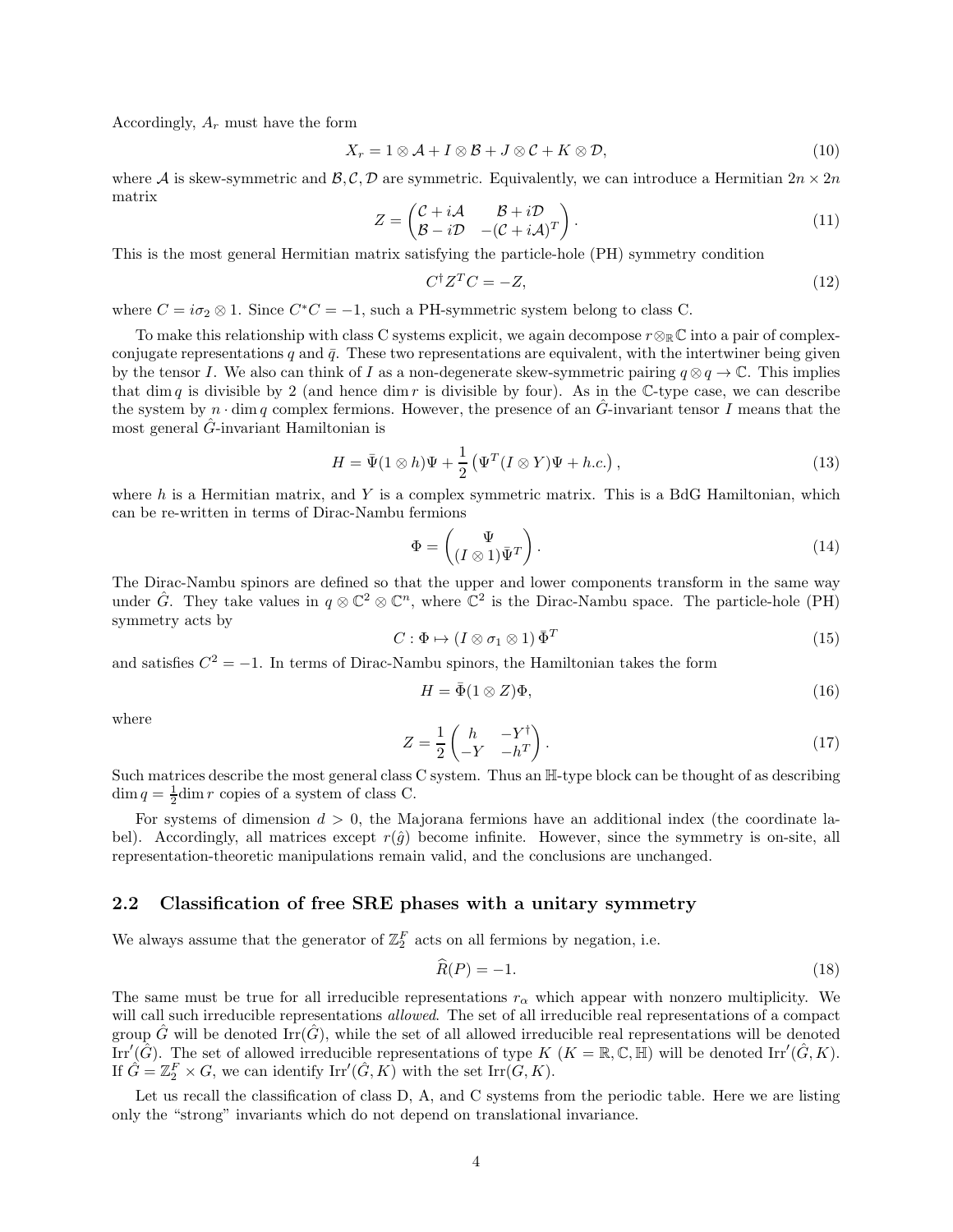Accordingly, $A_r$ must have the form

$$X_r = 1 \otimes \mathcal{A} + I \otimes \mathcal{B} + J \otimes \mathcal{C} + K \otimes \mathcal{D}, \tag{10}$$

where $\mathcal{A}$ is skew-symmetric and $\mathcal{B}, \mathcal{C}, \mathcal{D}$ are symmetric. Equivalently, we can introduce a Hermitian $2n \times 2n$ matrix

$$Z = \begin{pmatrix} \mathcal{C} + i\mathcal{A} & \mathcal{B} + i\mathcal{D} \\ \mathcal{B} - i\mathcal{D} & -(\mathcal{C} + i\mathcal{A})^T \end{pmatrix}. \tag{11}$$

This is the most general Hermitian matrix satisfying the particle-hole (PH) symmetry condition

$$C^\dagger Z^T C = -Z, \tag{12}$$

where $C = i\sigma_2 \otimes 1$. Since $C^* C = -1$, such a PH-symmetric system belong to class C.

To make this relationship with class C systems explicit, we again decompose $r \otimes_{\mathbb{R}} \mathbb{C}$ into a pair of complex-conjugate representations $q$ and $\bar{q}$. These two representations are equivalent, with the intertwiner being given by the tensor $I$. We also can think of $I$ as a non-degenerate skew-symmetric pairing $q \otimes q \to \mathbb{C}$. This implies that $\dim q$ is divisible by 2 (and hence $\dim r$ is divisible by four). As in the $\mathbb{C}$-type case, we can describe the system by $n \cdot \dim q$ complex fermions. However, the presence of an $\hat{G}$-invariant tensor $I$ means that the most general $\hat{G}$-invariant Hamiltonian is

$$H = \bar{\Psi}(1 \otimes h)\Psi + \frac{1}{2}\left(\Psi^T (I \otimes Y)\Psi + h.c.\right), \tag{13}$$

where $h$ is a Hermitian matrix, and $Y$ is a complex symmetric matrix. This is a BdG Hamiltonian, which can be re-written in terms of Dirac-Nambu fermions

$$\Phi = \begin{pmatrix} \Psi \\ (I \otimes 1)\bar{\Psi}^T \end{pmatrix}. \tag{14}$$

The Dirac-Nambu spinors are defined so that the upper and lower components transform in the same way under $\hat{G}$. They take values in $q \otimes \mathbb{C}^2 \otimes \mathbb{C}^n$, where $\mathbb{C}^2$ is the Dirac-Nambu space. The particle-hole (PH) symmetry acts by

$$C : \Phi \mapsto (I \otimes \sigma_1 \otimes 1)\,\bar{\Phi}^T \tag{15}$$

and satisfies $C^2 = -1$. In terms of Dirac-Nambu spinors, the Hamiltonian takes the form

$$H = \bar{\Phi}(1 \otimes Z)\Phi, \tag{16}$$

where

$$Z = \frac{1}{2}\begin{pmatrix} h & -Y^\dagger \\ -Y & -h^T \end{pmatrix}. \tag{17}$$

Such matrices describe the most general class C system. Thus an $\mathbb{H}$-type block can be thought of as describing $\dim q = \frac{1}{2}\dim r$ copies of a system of class C.

For systems of dimension $d > 0$, the Majorana fermions have an additional index (the coordinate label). Accordingly, all matrices except $r(\hat{g})$ become infinite. However, since the symmetry is on-site, all representation-theoretic manipulations remain valid, and the conclusions are unchanged.

## 2.2 Classification of free SRE phases with a unitary symmetry

We always assume that the generator of $\mathbb{Z}_2^F$ acts on all fermions by negation, i.e.

$$\widehat{R}(P) = -1. \tag{18}$$

The same must be true for all irreducible representations $r_\alpha$ which appear with nonzero multiplicity. We will call such irreducible representations *allowed*. The set of all irreducible real representations of a compact group $\hat{G}$ will be denoted $\mathrm{Irr}(\hat{G})$, while the set of all allowed irreducible real representations will be denoted $\mathrm{Irr}'(\hat{G})$. The set of allowed irreducible representations of type $K$ ($K = \mathbb{R}, \mathbb{C}, \mathbb{H}$) will be denoted $\mathrm{Irr}'(\hat{G}, K)$. If $\hat{G} = \mathbb{Z}_2^F \times G$, we can identify $\mathrm{Irr}'(\hat{G}, K)$ with the set $\mathrm{Irr}(G, K)$.

Let us recall the classification of class D, A, and C systems from the periodic table. Here we are listing only the "strong" invariants which do not depend on translational invariance.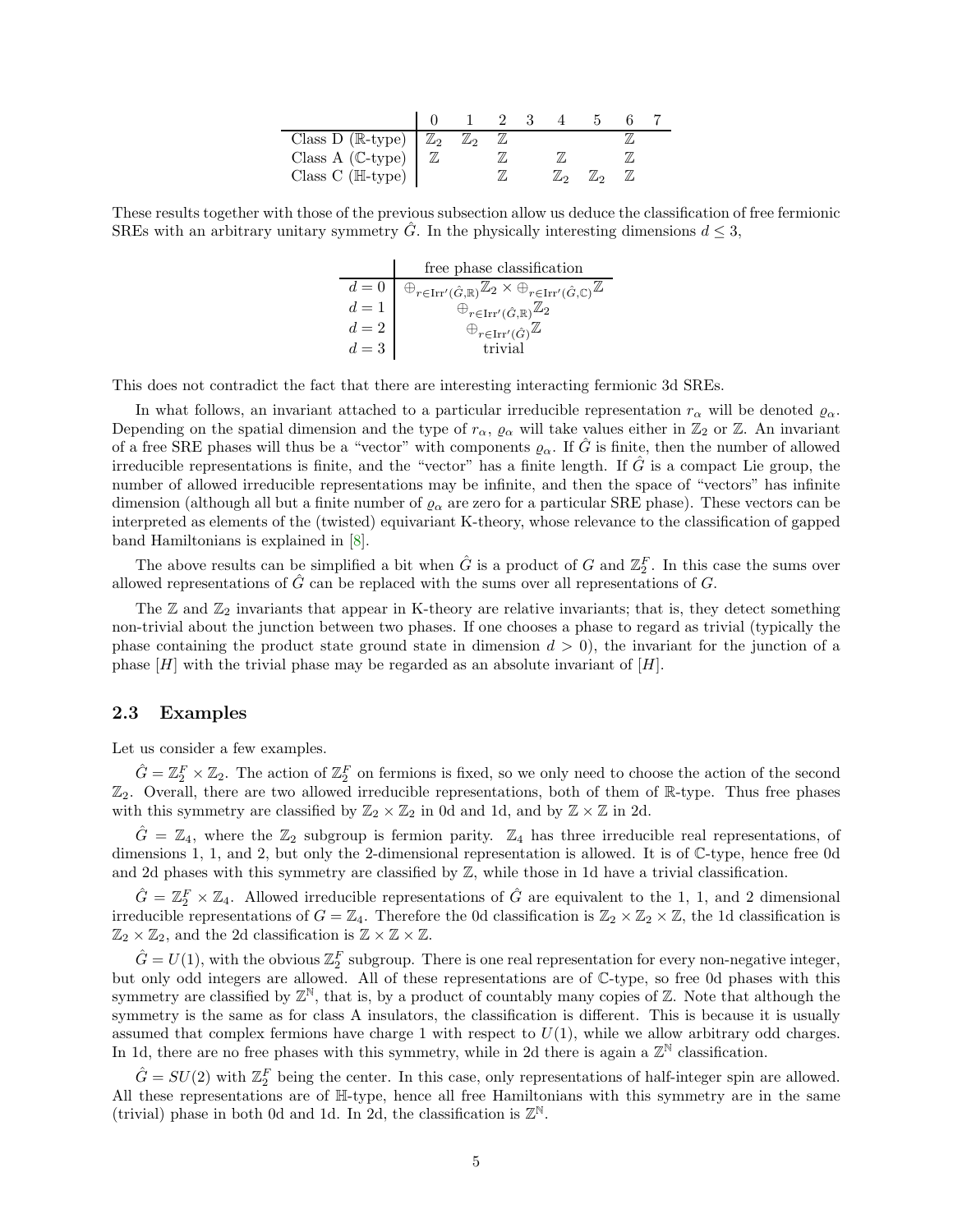|  | 0 | 1 | 2 | 3 | 4 | 5 | 6 | 7 |
|---|---|---|---|---|---|---|---|---|
| Class D ($\mathbb{R}$-type) | $\mathbb{Z}_2$ | $\mathbb{Z}_2$ | $\mathbb{Z}$ |  |  |  | $\mathbb{Z}$ |  |
| Class A ($\mathbb{C}$-type) | $\mathbb{Z}$ |  | $\mathbb{Z}$ |  | $\mathbb{Z}$ |  | $\mathbb{Z}$ |  |
| Class C ($\mathbb{H}$-type) |  |  | $\mathbb{Z}$ |  | $\mathbb{Z}_2$ | $\mathbb{Z}_2$ | $\mathbb{Z}$ |  |

These results together with those of the previous subsection allow us deduce the classification of free fermionic SREs with an arbitrary unitary symmetry $\hat{G}$. In the physically interesting dimensions $d \leq 3$,

|  | free phase classification |
|---|---|
| $d = 0$ | $\oplus_{r \in \mathrm{Irr}'(\hat{G},\mathbb{R})} \mathbb{Z}_2 \times \oplus_{r \in \mathrm{Irr}'(\hat{G},\mathbb{C})} \mathbb{Z}$ |
| $d = 1$ | $\oplus_{r \in \mathrm{Irr}'(\hat{G},\mathbb{R})} \mathbb{Z}_2$ |
| $d = 2$ | $\oplus_{r \in \mathrm{Irr}'(\hat{G})} \mathbb{Z}$ |
| $d = 3$ | trivial |

This does not contradict the fact that there are interesting interacting fermionic 3d SREs.

In what follows, an invariant attached to a particular irreducible representation $r_\alpha$ will be denoted $\varrho_\alpha$. Depending on the spatial dimension and the type of $r_\alpha$, $\varrho_\alpha$ will take values either in $\mathbb{Z}_2$ or $\mathbb{Z}$. An invariant of a free SRE phases will thus be a "vector" with components $\varrho_\alpha$. If $\hat{G}$ is finite, then the number of allowed irreducible representations is finite, and the "vector" has a finite length. If $\hat{G}$ is a compact Lie group, the number of allowed irreducible representations may be infinite, and then the space of "vectors" has infinite dimension (although all but a finite number of $\varrho_\alpha$ are zero for a particular SRE phase). These vectors can be interpreted as elements of the (twisted) equivariant K-theory, whose relevance to the classification of gapped band Hamiltonians is explained in [8].

The above results can be simplified a bit when $\hat{G}$ is a product of $G$ and $\mathbb{Z}_2^F$. In this case the sums over allowed representations of $\hat{G}$ can be replaced with the sums over all representations of $G$.

The $\mathbb{Z}$ and $\mathbb{Z}_2$ invariants that appear in K-theory are relative invariants; that is, they detect something non-trivial about the junction between two phases. If one chooses a phase to regard as trivial (typically the phase containing the product state ground state in dimension $d > 0$), the invariant for the junction of a phase $[H]$ with the trivial phase may be regarded as an absolute invariant of $[H]$.

## 2.3 Examples

Let us consider a few examples.

$\hat{G} = \mathbb{Z}_2^F \times \mathbb{Z}_2$. The action of $\mathbb{Z}_2^F$ on fermions is fixed, so we only need to choose the action of the second $\mathbb{Z}_2$. Overall, there are two allowed irreducible representations, both of them of $\mathbb{R}$-type. Thus free phases with this symmetry are classified by $\mathbb{Z}_2 \times \mathbb{Z}_2$ in 0d and 1d, and by $\mathbb{Z} \times \mathbb{Z}$ in 2d.

$\hat{G} = \mathbb{Z}_4$, where the $\mathbb{Z}_2$ subgroup is fermion parity. $\mathbb{Z}_4$ has three irreducible real representations, of dimensions 1, 1, and 2, but only the 2-dimensional representation is allowed. It is of $\mathbb{C}$-type, hence free 0d and 2d phases with this symmetry are classified by $\mathbb{Z}$, while those in 1d have a trivial classification.

$\hat{G} = \mathbb{Z}_2^F \times \mathbb{Z}_4$. Allowed irreducible representations of $\hat{G}$ are equivalent to the 1, 1, and 2 dimensional irreducible representations of $G = \mathbb{Z}_4$. Therefore the 0d classification is $\mathbb{Z}_2 \times \mathbb{Z}_2 \times \mathbb{Z}$, the 1d classification is $\mathbb{Z}_2 \times \mathbb{Z}_2$, and the 2d classification is $\mathbb{Z} \times \mathbb{Z} \times \mathbb{Z}$.

$\hat{G} = U(1)$, with the obvious $\mathbb{Z}_2^F$ subgroup. There is one real representation for every non-negative integer, but only odd integers are allowed. All of these representations are of $\mathbb{C}$-type, so free 0d phases with this symmetry are classified by $\mathbb{Z}^{\mathbb{N}}$, that is, by a product of countably many copies of $\mathbb{Z}$. Note that although the symmetry is the same as for class A insulators, the classification is different. This is because it is usually assumed that complex fermions have charge 1 with respect to $U(1)$, while we allow arbitrary odd charges. In 1d, there are no free phases with this symmetry, while in 2d there is again a $\mathbb{Z}^{\mathbb{N}}$ classification.

$\hat{G} = SU(2)$ with $\mathbb{Z}_2^F$ being the center. In this case, only representations of half-integer spin are allowed. All these representations are of $\mathbb{H}$-type, hence all free Hamiltonians with this symmetry are in the same (trivial) phase in both 0d and 1d. In 2d, the classification is $\mathbb{Z}^{\mathbb{N}}$.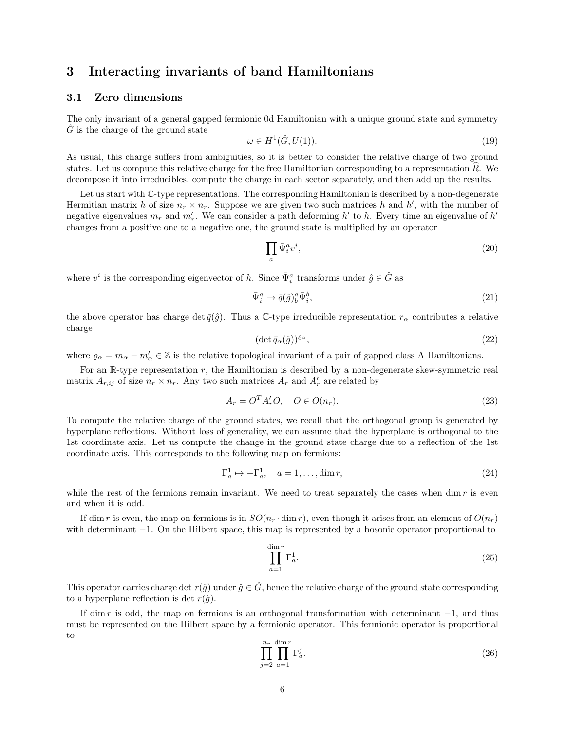# 3 Interacting invariants of band Hamiltonians

## 3.1 Zero dimensions

The only invariant of a general gapped fermionic 0d Hamiltonian with a unique ground state and symmetry $\hat{G}$ is the charge of the ground state

$$\omega \in H^1(\hat{G}, U(1)). \tag{19}$$

As usual, this charge suffers from ambiguities, so it is better to consider the relative charge of two ground states. Let us compute this relative charge for the free Hamiltonian corresponding to a representation $\widehat{R}$. We decompose it into irreducibles, compute the charge in each sector separately, and then add up the results.

Let us start with $\mathbb{C}$-type representations. The corresponding Hamiltonian is described by a non-degenerate Hermitian matrix $h$ of size $n_r \times n_r$. Suppose we are given two such matrices $h$ and $h'$, with the number of negative eigenvalues $m_r$ and $m_r'$. We can consider a path deforming $h'$ to $h$. Every time an eigenvalue of $h'$ changes from a positive one to a negative one, the ground state is multiplied by an operator

$$\prod_a \bar{\Psi}^a_i v^i, \tag{20}$$

where $v^i$ is the corresponding eigenvector of $h$. Since $\bar{\Psi}^a_i$ transforms under $\hat{g} \in \hat{G}$ as

$$\bar{\Psi}^a_i \mapsto \bar{q}(\hat{g})^a_b \bar{\Psi}^b_i, \tag{21}$$

the above operator has charge $\det \bar{q}(\hat{g})$. Thus a $\mathbb{C}$-type irreducible representation $r_\alpha$ contributes a relative charge

$$(\det \bar{q}_\alpha(\hat{g}))^{\varrho_\alpha}, \tag{22}$$

where $\varrho_\alpha = m_\alpha - m_\alpha' \in \mathbb{Z}$ is the relative topological invariant of a pair of gapped class A Hamiltonians.

For an $\mathbb{R}$-type representation $r$, the Hamiltonian is described by a non-degenerate skew-symmetric real matrix $A_{r,ij}$ of size $n_r \times n_r$. Any two such matrices $A_r$ and $A_r'$ are related by

$$A_r = O^T A_r' O, \quad O \in O(n_r). \tag{23}$$

To compute the relative charge of the ground states, we recall that the orthogonal group is generated by hyperplane reflections. Without loss of generality, we can assume that the hyperplane is orthogonal to the 1st coordinate axis. Let us compute the change in the ground state charge due to a reflection of the 1st coordinate axis. This corresponds to the following map on fermions:

$$\Gamma^1_a \mapsto -\Gamma^1_a, \quad a = 1, \ldots, \dim r, \tag{24}$$

while the rest of the fermions remain invariant. We need to treat separately the cases when $\dim r$ is even and when it is odd.

If $\dim r$ is even, the map on fermions is in $SO(n_r \cdot \dim r)$, even though it arises from an element of $O(n_r)$ with determinant $-1$. On the Hilbert space, this map is represented by a bosonic operator proportional to

$$\prod_{a=1}^{\dim r} \Gamma^1_a. \tag{25}$$

This operator carries charge $\det r(\hat{g})$ under $\hat{g} \in \hat{G}$, hence the relative charge of the ground state corresponding to a hyperplane reflection is $\det r(\hat{g})$.

If $\dim r$ is odd, the map on fermions is an orthogonal transformation with determinant $-1$, and thus must be represented on the Hilbert space by a fermionic operator. This fermionic operator is proportional to

$$\prod_{j=2}^{n_r} \prod_{a=1}^{\dim r} \Gamma^j_a. \tag{26}$$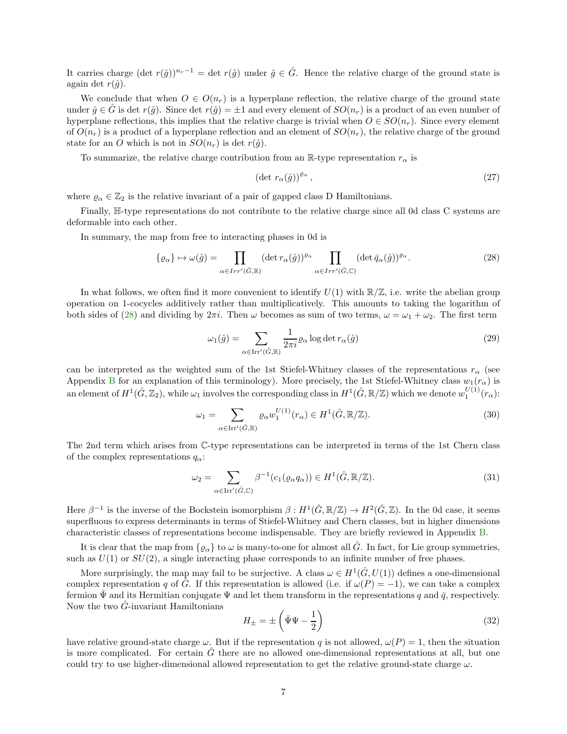It carries charge $(\det r(\hat{g}))^{n_r-1} = \det r(\hat{g})$ under $\hat{g} \in \hat{G}$. Hence the relative charge of the ground state is again $\det r(\hat{g})$.

We conclude that when $O \in O(n_r)$ is a hyperplane reflection, the relative charge of the ground state under $\hat{g} \in \hat{G}$ is $\det r(\hat{g})$. Since $\det r(\hat{g}) = \pm 1$ and every element of $SO(n_r)$ is a product of an even number of hyperplane reflections, this implies that the relative charge is trivial when $O \in SO(n_r)$. Since every element of $O(n_r)$ is a product of a hyperplane reflection and an element of $SO(n_r)$, the relative charge of the ground state for an $O$ which is not in $SO(n_r)$ is $\det r(\hat{g})$.

To summarize, the relative charge contribution from an $\mathbb{R}$-type representation $r_\alpha$ is

$$(\det\, r_\alpha(\hat{g}))^{\varrho_\alpha}\,, \tag{27}$$

where $\varrho_\alpha \in \mathbb{Z}_2$ is the relative invariant of a pair of gapped class D Hamiltonians.

Finally, $\mathbb{H}$-type representations do not contribute to the relative charge since all 0d class C systems are deformable into each other.

In summary, the map from free to interacting phases in 0d is

$$\{\varrho_\alpha\} \mapsto \omega(\hat{g}) = \prod_{\alpha \in Irr'(\hat{G},\mathbb{R})} (\det r_\alpha(\hat{g}))^{\varrho_\alpha} \prod_{\alpha \in Irr'(\hat{G},\mathbb{C})} (\det \bar{q}_\alpha(\hat{g}))^{\varrho_\alpha}. \tag{28}$$

In what follows, we often find it more convenient to identify $U(1)$ with $\mathbb{R}/\mathbb{Z}$, i.e. write the abelian group operation on 1-cocycles additively rather than multiplicatively. This amounts to taking the logarithm of both sides of (28) and dividing by $2\pi i$. Then $\omega$ becomes as sum of two terms, $\omega = \omega_1 + \omega_2$. The first term

$$\omega_1(\hat{g}) = \sum_{\alpha \in \mathrm{Irr}'(\hat{G},\mathbb{R})} \frac{1}{2\pi i} \varrho_\alpha \log \det r_\alpha(\hat{g}) \tag{29}$$

can be interpreted as the weighted sum of the 1st Stiefel-Whitney classes of the representations $r_\alpha$ (see Appendix B for an explanation of this terminology). More precisely, the 1st Stiefel-Whitney class $w_1(r_\alpha)$ is an element of $H^1(\hat{G}, \mathbb{Z}_2)$, while $\omega_1$ involves the corresponding class in $H^1(\hat{G}, \mathbb{R}/\mathbb{Z})$ which we denote $w_1^{U(1)}(r_\alpha)$:

$$\omega_1 = \sum_{\alpha \in \mathrm{Irr}'(\hat{G},\mathbb{R})} \varrho_\alpha w_1^{U(1)}(r_\alpha) \in H^1(\hat{G}, \mathbb{R}/\mathbb{Z}). \tag{30}$$

The 2nd term which arises from $\mathbb{C}$-type representations can be interpreted in terms of the 1st Chern class of the complex representations $q_\alpha$:

$$\omega_2 = \sum_{\alpha \in \mathrm{Irr}'(\hat{G},\mathbb{C})} \beta^{-1}(c_1(\varrho_\alpha q_\alpha)) \in H^1(\hat{G}, \mathbb{R}/\mathbb{Z}). \tag{31}$$

Here $\beta^{-1}$ is the inverse of the Bockstein isomorphism $\beta : H^1(\hat{G}, \mathbb{R}/\mathbb{Z}) \to H^2(\hat{G}, \mathbb{Z})$. In the 0d case, it seems superfluous to express determinants in terms of Stiefel-Whitney and Chern classes, but in higher dimensions characteristic classes of representations become indispensable. They are briefly reviewed in Appendix B.

It is clear that the map from $\{\varrho_\alpha\}$ to $\omega$ is many-to-one for almost all $\hat{G}$. In fact, for Lie group symmetries, such as $U(1)$ or $SU(2)$, a single interacting phase corresponds to an infinite number of free phases.

More surprisingly, the map may fail to be surjective. A class $\omega \in H^1(\hat{G}, U(1))$ defines a one-dimensional complex representation $q$ of $\hat{G}$. If this representation is allowed (i.e. if $\omega(P) = -1$), we can take a complex fermion $\bar{\Psi}$ and its Hermitian conjugate $\Psi$ and let them transform in the representations $q$ and $\bar{q}$, respectively. Now the two $\hat{G}$-invariant Hamiltonians

$$H_\pm = \pm \left( \bar{\Psi}\Psi - \frac{1}{2} \right) \tag{32}$$

have relative ground-state charge $\omega$. But if the representation $q$ is not allowed, $\omega(P) = 1$, then the situation is more complicated. For certain $\hat{G}$ there are no allowed one-dimensional representations at all, but one could try to use higher-dimensional allowed representation to get the relative ground-state charge $\omega$.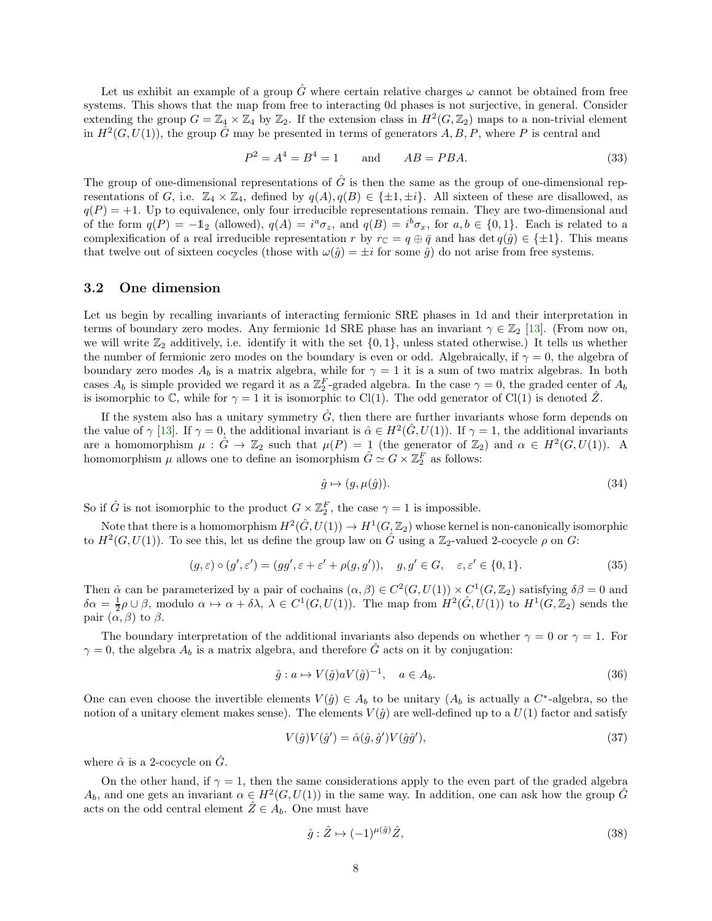Let us exhibit an example of a group $\hat{G}$ where certain relative charges $\omega$ cannot be obtained from free systems. This shows that the map from free to interacting 0d phases is not surjective, in general. Consider extending the group $G = \mathbb{Z}_4 \times \mathbb{Z}_4$ by $\mathbb{Z}_2$. If the extension class in $H^2(G, \mathbb{Z}_2)$ maps to a non-trivial element in $H^2(G, U(1))$, the group $\hat{G}$ may be presented in terms of generators $A, B, P$, where $P$ is central and

$$P^2 = A^4 = B^4 = 1 \qquad \text{and} \qquad AB = PBA. \tag{33}$$

The group of one-dimensional representations of $\hat{G}$ is then the same as the group of one-dimensional representations of $G$, i.e. $\mathbb{Z}_4 \times \mathbb{Z}_4$, defined by $q(A), q(B) \in \{\pm 1, \pm i\}$. All sixteen of these are disallowed, as $q(P) = +1$. Up to equivalence, only four irreducible representations remain. They are two-dimensional and of the form $q(P) = -\mathbb{1}_2$ (allowed), $q(A) = i^a \sigma_z$, and $q(B) = i^b \sigma_x$, for $a, b \in \{0, 1\}$. Each is related to a complexification of a real irreducible representation $r$ by $r_\mathbb{C} = q \oplus \bar{q}$ and has $\det q(\hat{g}) \in \{\pm 1\}$. This means that twelve out of sixteen cocycles (those with $\omega(\hat{g}) = \pm i$ for some $\hat{g}$) do not arise from free systems.

## 3.2 One dimension

Let us begin by recalling invariants of interacting fermionic SRE phases in 1d and their interpretation in terms of boundary zero modes. Any fermionic 1d SRE phase has an invariant $\gamma \in \mathbb{Z}_2$ [13]. (From now on, we will write $\mathbb{Z}_2$ additively, i.e. identify it with the set $\{0, 1\}$, unless stated otherwise.) It tells us whether the number of fermionic zero modes on the boundary is even or odd. Algebraically, if $\gamma = 0$, the algebra of boundary zero modes $A_b$ is a matrix algebra, while for $\gamma = 1$ it is a sum of two matrix algebras. In both cases $A_b$ is simple provided we regard it as a $\mathbb{Z}_2^F$-graded algebra. In the case $\gamma = 0$, the graded center of $A_b$ is isomorphic to $\mathbb{C}$, while for $\gamma = 1$ it is isomorphic to $\mathrm{Cl}(1)$. The odd generator of $\mathrm{Cl}(1)$ is denoted $\hat{Z}$.

If the system also has a unitary symmetry $\hat{G}$, then there are further invariants whose form depends on the value of $\gamma$ [13]. If $\gamma = 0$, the additional invariant is $\hat{\alpha} \in H^2(\hat{G}, U(1))$. If $\gamma = 1$, the additional invariants are a homomorphism $\mu : \hat{G} \to \mathbb{Z}_2$ such that $\mu(P) = 1$ (the generator of $\mathbb{Z}_2$) and $\alpha \in H^2(G, U(1))$. A homomorphism $\mu$ allows one to define an isomorphism $\hat{G} \simeq G \times \mathbb{Z}_2^F$ as follows:

$$\hat{g} \mapsto (g, \mu(\hat{g})). \tag{34}$$

So if $\hat{G}$ is not isomorphic to the product $G \times \mathbb{Z}_2^F$, the case $\gamma = 1$ is impossible.

Note that there is a homomorphism $H^2(\hat{G}, U(1)) \to H^1(G, \mathbb{Z}_2)$ whose kernel is non-canonically isomorphic to $H^2(G, U(1))$. To see this, let us define the group law on $\hat{G}$ using a $\mathbb{Z}_2$-valued 2-cocycle $\rho$ on $G$:

$$(g, \varepsilon) \circ (g', \varepsilon') = (gg', \varepsilon + \varepsilon' + \rho(g, g')), \quad g, g' \in G, \quad \varepsilon, \varepsilon' \in \{0, 1\}. \tag{35}$$

Then $\hat{\alpha}$ can be parameterized by a pair of cochains $(\alpha, \beta) \in C^2(G, U(1)) \times C^1(G, \mathbb{Z}_2)$ satisfying $\delta\beta = 0$ and $\delta\alpha = \frac{1}{2}\rho \cup \beta$, modulo $\alpha \mapsto \alpha + \delta\lambda$, $\lambda \in C^1(G, U(1))$. The map from $H^2(\hat{G}, U(1))$ to $H^1(G, \mathbb{Z}_2)$ sends the pair $(\alpha, \beta)$ to $\beta$.

The boundary interpretation of the additional invariants also depends on whether $\gamma = 0$ or $\gamma = 1$. For $\gamma = 0$, the algebra $A_b$ is a matrix algebra, and therefore $\hat{G}$ acts on it by conjugation:

$$\hat{g} : a \mapsto V(\hat{g}) a V(\hat{g})^{-1}, \quad a \in A_b. \tag{36}$$

One can even choose the invertible elements $V(\hat{g}) \in A_b$ to be unitary ($A_b$ is actually a $C^*$-algebra, so the notion of a unitary element makes sense). The elements $V(\hat{g})$ are well-defined up to a $U(1)$ factor and satisfy

$$V(\hat{g}) V(\hat{g}') = \hat{\alpha}(\hat{g}, \hat{g}') V(\hat{g}\hat{g}'), \tag{37}$$

where $\hat{\alpha}$ is a 2-cocycle on $\hat{G}$.

On the other hand, if $\gamma = 1$, then the same considerations apply to the even part of the graded algebra $A_b$, and one gets an invariant $\alpha \in H^2(G, U(1))$ in the same way. In addition, one can ask how the group $\hat{G}$ acts on the odd central element $\hat{Z} \in A_b$. One must have

$$\hat{g} : \hat{Z} \mapsto (-1)^{\mu(\hat{g})} \hat{Z}, \tag{38}$$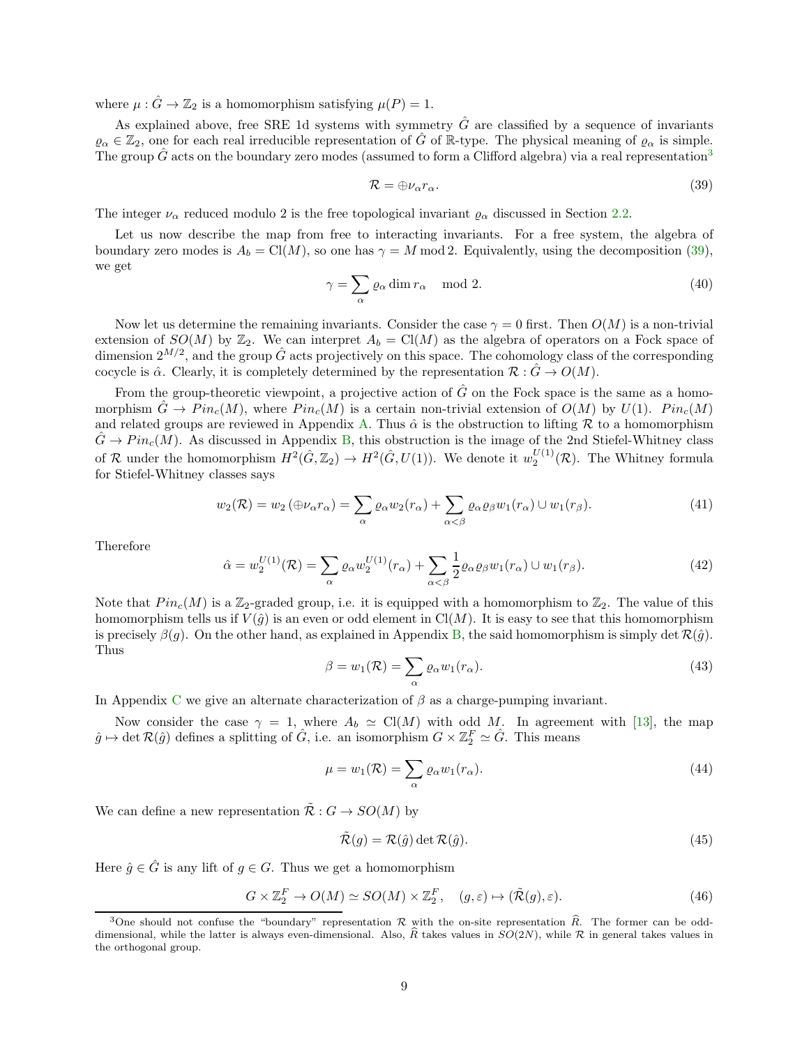where $\mu : \hat{G} \to \mathbb{Z}_2$ is a homomorphism satisfying $\mu(P) = 1$.

As explained above, free SRE 1d systems with symmetry $\hat{G}$ are classified by a sequence of invariants $\varrho_\alpha \in \mathbb{Z}_2$, one for each real irreducible representation of $\hat{G}$ of $\mathbb{R}$-type. The physical meaning of $\varrho_\alpha$ is simple. The group $\hat{G}$ acts on the boundary zero modes (assumed to form a Clifford algebra) via a real representation[3]

$$\mathcal{R} = \oplus \nu_\alpha r_\alpha. \tag{39}$$

The integer $\nu_\alpha$ reduced modulo 2 is the free topological invariant $\varrho_\alpha$ discussed in Section 2.2.

Let us now describe the map from free to interacting invariants. For a free system, the algebra of boundary zero modes is $A_b = \mathrm{Cl}(M)$, so one has $\gamma = M \bmod 2$. Equivalently, using the decomposition (39), we get

$$\gamma = \sum_\alpha \varrho_\alpha \dim r_\alpha \mod 2. \tag{40}$$

Now let us determine the remaining invariants. Consider the case $\gamma = 0$ first. Then $O(M)$ is a non-trivial extension of $SO(M)$ by $\mathbb{Z}_2$. We can interpret $A_b = \mathrm{Cl}(M)$ as the algebra of operators on a Fock space of dimension $2^{M/2}$, and the group $\hat{G}$ acts projectively on this space. The cohomology class of the corresponding cocycle is $\hat{\alpha}$. Clearly, it is completely determined by the representation $\mathcal{R} : \hat{G} \to O(M)$.

From the group-theoretic viewpoint, a projective action of $\hat{G}$ on the Fock space is the same as a homomorphism $\hat{G} \to Pin_c(M)$, where $Pin_c(M)$ is a certain non-trivial extension of $O(M)$ by $U(1)$. $Pin_c(M)$ and related groups are reviewed in Appendix A. Thus $\hat{\alpha}$ is the obstruction to lifting $\mathcal{R}$ to a homomorphism $\hat{G} \to Pin_c(M)$. As discussed in Appendix B, this obstruction is the image of the 2nd Stiefel-Whitney class of $\mathcal{R}$ under the homomorphism $H^2(\hat{G}, \mathbb{Z}_2) \to H^2(\hat{G}, U(1))$. We denote it $w_2^{U(1)}(\mathcal{R})$. The Whitney formula for Stiefel-Whitney classes says

$$w_2(\mathcal{R}) = w_2\left(\oplus \nu_\alpha r_\alpha\right) = \sum_\alpha \varrho_\alpha w_2(r_\alpha) + \sum_{\alpha < \beta} \varrho_\alpha \varrho_\beta w_1(r_\alpha) \cup w_1(r_\beta). \tag{41}$$

Therefore

$$\hat{\alpha} = w_2^{U(1)}(\mathcal{R}) = \sum_\alpha \varrho_\alpha w_2^{U(1)}(r_\alpha) + \sum_{\alpha < \beta} \frac{1}{2} \varrho_\alpha \varrho_\beta w_1(r_\alpha) \cup w_1(r_\beta). \tag{42}$$

Note that $Pin_c(M)$ is a $\mathbb{Z}_2$-graded group, i.e. it is equipped with a homomorphism to $\mathbb{Z}_2$. The value of this homomorphism tells us if $V(\hat{g})$ is an even or odd element in $\mathrm{Cl}(M)$. It is easy to see that this homomorphism is precisely $\beta(g)$. On the other hand, as explained in Appendix B, the said homomorphism is simply $\det \mathcal{R}(\hat{g})$. Thus

$$\beta = w_1(\mathcal{R}) = \sum_\alpha \varrho_\alpha w_1(r_\alpha). \tag{43}$$

In Appendix C we give an alternate characterization of $\beta$ as a charge-pumping invariant.

Now consider the case $\gamma = 1$, where $A_b \simeq \mathrm{Cl}(M)$ with odd $M$. In agreement with [13], the map $\hat{g} \mapsto \det \mathcal{R}(\hat{g})$ defines a splitting of $\hat{G}$, i.e. an isomorphism $G \times \mathbb{Z}_2^F \simeq \hat{G}$. This means

$$\mu = w_1(\mathcal{R}) = \sum_\alpha \varrho_\alpha w_1(r_\alpha). \tag{44}$$

We can define a new representation $\tilde{\mathcal{R}} : G \to SO(M)$ by

$$\tilde{\mathcal{R}}(g) = \mathcal{R}(\hat{g}) \det \mathcal{R}(\hat{g}). \tag{45}$$

Here $\hat{g} \in \hat{G}$ is any lift of $g \in G$. Thus we get a homomorphism

$$G \times \mathbb{Z}_2^F \to O(M) \simeq SO(M) \times \mathbb{Z}_2^F, \quad (g, \varepsilon) \mapsto (\tilde{\mathcal{R}}(g), \varepsilon). \tag{46}$$

[3] One should not confuse the "boundary" representation $\mathcal{R}$ with the on-site representation $\widehat{R}$. The former can be odd-dimensional, while the latter is always even-dimensional. Also, $\widehat{R}$ takes values in $SO(2N)$, while $\mathcal{R}$ in general takes values in the orthogonal group.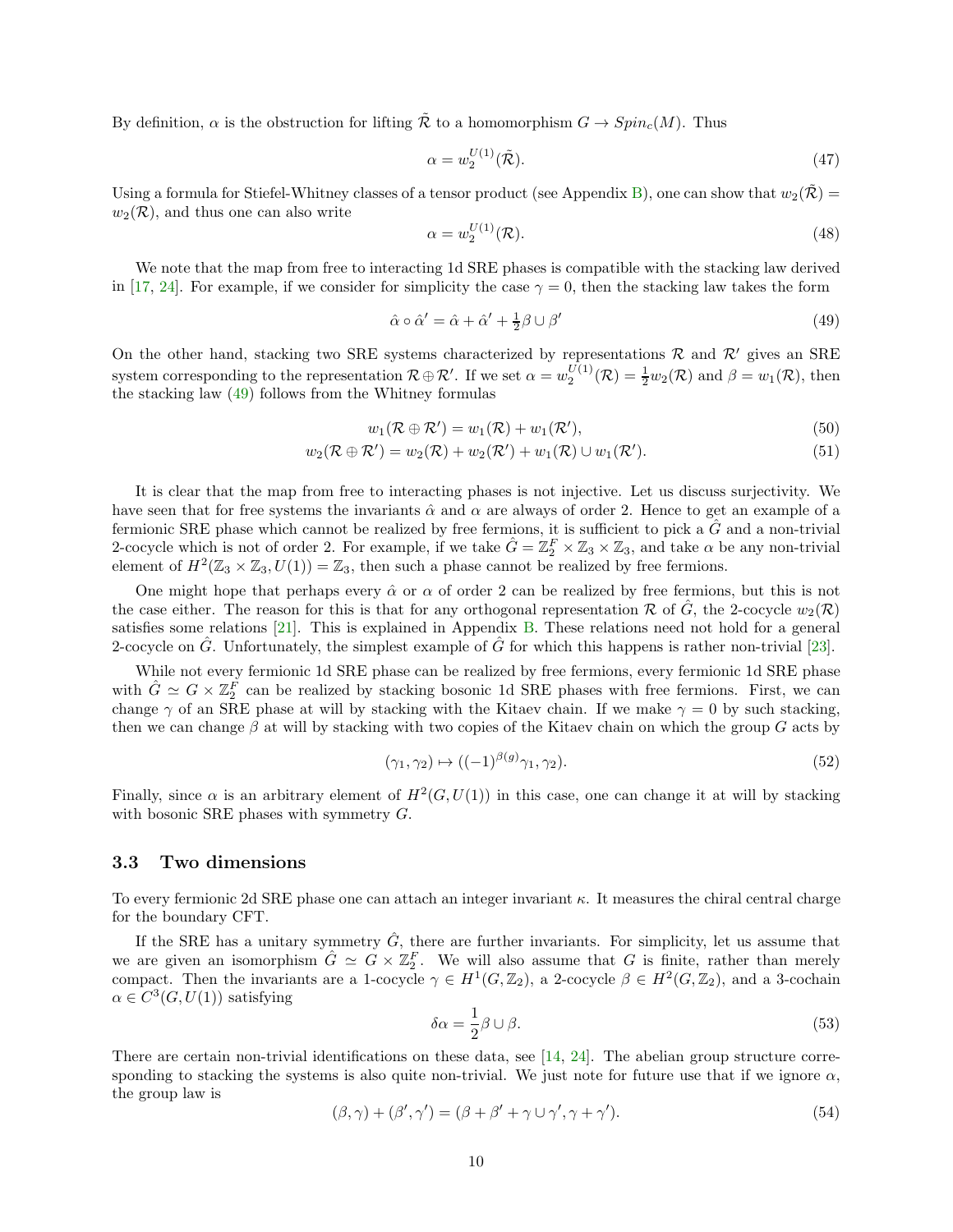By definition, $\alpha$ is the obstruction for lifting $\tilde{\mathcal{R}}$ to a homomorphism $G \to Spin_c(M)$. Thus

$$\alpha = w_2^{U(1)}(\tilde{\mathcal{R}}). \tag{47}$$

Using a formula for Stiefel-Whitney classes of a tensor product (see Appendix B), one can show that $w_2(\tilde{\mathcal{R}}) = w_2(\mathcal{R})$, and thus one can also write

$$\alpha = w_2^{U(1)}(\mathcal{R}). \tag{48}$$

We note that the map from free to interacting 1d SRE phases is compatible with the stacking law derived in [17, 24]. For example, if we consider for simplicity the case $\gamma = 0$, then the stacking law takes the form

$$\hat{\alpha} \circ \hat{\alpha}' = \hat{\alpha} + \hat{\alpha}' + \tfrac{1}{2}\beta \cup \beta' \tag{49}$$

On the other hand, stacking two SRE systems characterized by representations $\mathcal{R}$ and $\mathcal{R}'$ gives an SRE system corresponding to the representation $\mathcal{R} \oplus \mathcal{R}'$. If we set $\alpha = w_2^{U(1)}(\mathcal{R}) = \frac{1}{2}w_2(\mathcal{R})$ and $\beta = w_1(\mathcal{R})$, then the stacking law (49) follows from the Whitney formulas

$$w_1(\mathcal{R} \oplus \mathcal{R}') = w_1(\mathcal{R}) + w_1(\mathcal{R}'), \tag{50}$$

$$w_2(\mathcal{R} \oplus \mathcal{R}') = w_2(\mathcal{R}) + w_2(\mathcal{R}') + w_1(\mathcal{R}) \cup w_1(\mathcal{R}'). \tag{51}$$

It is clear that the map from free to interacting phases is not injective. Let us discuss surjectivity. We have seen that for free systems the invariants $\hat{\alpha}$ and $\alpha$ are always of order 2. Hence to get an example of a fermionic SRE phase which cannot be realized by free fermions, it is sufficient to pick a $\hat{G}$ and a non-trivial 2-cocycle which is not of order 2. For example, if we take $\hat{G} = \mathbb{Z}_2^F \times \mathbb{Z}_3 \times \mathbb{Z}_3$, and take $\alpha$ be any non-trivial element of $H^2(\mathbb{Z}_3 \times \mathbb{Z}_3, U(1)) = \mathbb{Z}_3$, then such a phase cannot be realized by free fermions.

One might hope that perhaps every $\hat{\alpha}$ or $\alpha$ of order 2 can be realized by free fermions, but this is not the case either. The reason for this is that for any orthogonal representation $\mathcal{R}$ of $\hat{G}$, the 2-cocycle $w_2(\mathcal{R})$ satisfies some relations [21]. This is explained in Appendix B. These relations need not hold for a general 2-cocycle on $\hat{G}$. Unfortunately, the simplest example of $\hat{G}$ for which this happens is rather non-trivial [23].

While not every fermionic 1d SRE phase can be realized by free fermions, every fermionic 1d SRE phase with $\hat{G} \simeq G \times \mathbb{Z}_2^F$ can be realized by stacking bosonic 1d SRE phases with free fermions. First, we can change $\gamma$ of an SRE phase at will by stacking with the Kitaev chain. If we make $\gamma = 0$ by such stacking, then we can change $\beta$ at will by stacking with two copies of the Kitaev chain on which the group $G$ acts by

$$(\gamma_1, \gamma_2) \mapsto ((-1)^{\beta(g)}\gamma_1, \gamma_2). \tag{52}$$

Finally, since $\alpha$ is an arbitrary element of $H^2(G, U(1))$ in this case, one can change it at will by stacking with bosonic SRE phases with symmetry $G$.

### 3.3 Two dimensions

To every fermionic 2d SRE phase one can attach an integer invariant $\kappa$. It measures the chiral central charge for the boundary CFT.

If the SRE has a unitary symmetry $\hat{G}$, there are further invariants. For simplicity, let us assume that we are given an isomorphism $\hat{G} \simeq G \times \mathbb{Z}_2^F$. We will also assume that $G$ is finite, rather than merely compact. Then the invariants are a 1-cocycle $\gamma \in H^1(G, \mathbb{Z}_2)$, a 2-cocycle $\beta \in H^2(G, \mathbb{Z}_2)$, and a 3-cochain $\alpha \in C^3(G, U(1))$ satisfying

$$\delta\alpha = \frac{1}{2}\beta \cup \beta. \tag{53}$$

There are certain non-trivial identifications on these data, see [14, 24]. The abelian group structure corresponding to stacking the systems is also quite non-trivial. We just note for future use that if we ignore $\alpha$, the group law is

$$(\beta, \gamma) + (\beta', \gamma') = (\beta + \beta' + \gamma \cup \gamma', \gamma + \gamma'). \tag{54}$$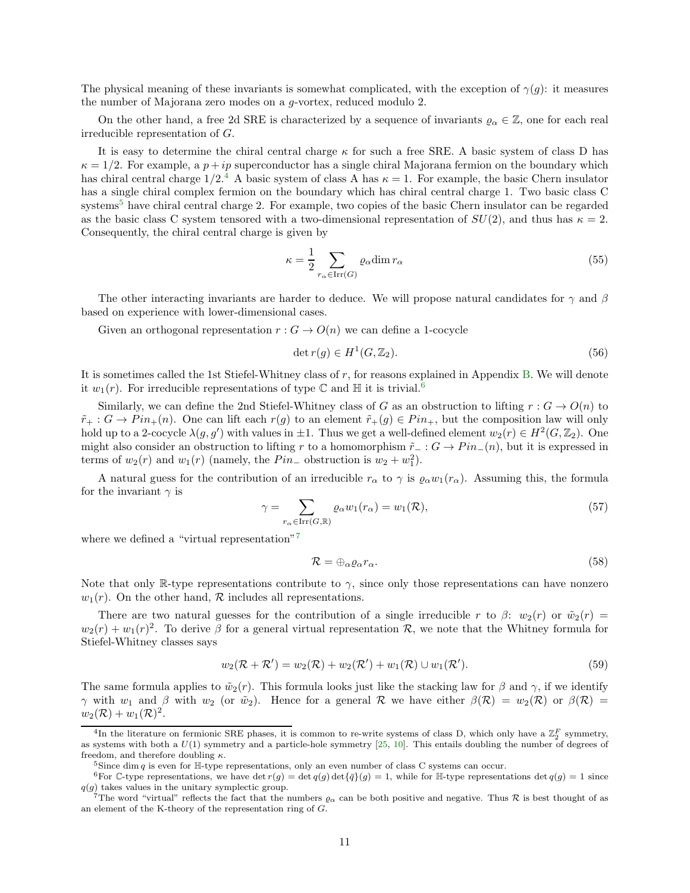The physical meaning of these invariants is somewhat complicated, with the exception of $\gamma(g)$: it measures the number of Majorana zero modes on a $g$-vortex, reduced modulo 2.

On the other hand, a free 2d SRE is characterized by a sequence of invariants $\varrho_\alpha \in \mathbb{Z}$, one for each real irreducible representation of $G$.

It is easy to determine the chiral central charge $\kappa$ for such a free SRE. A basic system of class D has $\kappa = 1/2$. For example, a $p+ip$ superconductor has a single chiral Majorana fermion on the boundary which has chiral central charge $1/2$.[4] A basic system of class A has $\kappa = 1$. For example, the basic Chern insulator has a single chiral complex fermion on the boundary which has chiral central charge 1. Two basic class C systems[5] have chiral central charge 2. For example, two copies of the basic Chern insulator can be regarded as the basic class C system tensored with a two-dimensional representation of $SU(2)$, and thus has $\kappa = 2$. Consequently, the chiral central charge is given by

$$\kappa = \frac{1}{2} \sum_{r_\alpha \in \mathrm{Irr}(G)} \varrho_\alpha \dim r_\alpha \tag{55}$$

The other interacting invariants are harder to deduce. We will propose natural candidates for $\gamma$ and $\beta$ based on experience with lower-dimensional cases.

Given an orthogonal representation $r : G \to O(n)$ we can define a 1-cocycle

$$\det r(g) \in H^1(G, \mathbb{Z}_2). \tag{56}$$

It is sometimes called the 1st Stiefel-Whitney class of $r$, for reasons explained in Appendix B. We will denote it $w_1(r)$. For irreducible representations of type $\mathbb{C}$ and $\mathbb{H}$ it is trivial.[6]

Similarly, we can define the 2nd Stiefel-Whitney class of $G$ as an obstruction to lifting $r : G \to O(n)$ to $\tilde{r}_+ : G \to Pin_+(n)$. One can lift each $r(g)$ to an element $\tilde{r}_+(g) \in Pin_+$, but the composition law will only hold up to a 2-cocycle $\lambda(g, g')$ with values in $\pm 1$. Thus we get a well-defined element $w_2(r) \in H^2(G, \mathbb{Z}_2)$. One might also consider an obstruction to lifting $r$ to a homomorphism $\tilde{r}_- : G \to Pin_-(n)$, but it is expressed in terms of $w_2(r)$ and $w_1(r)$ (namely, the $Pin_-$ obstruction is $w_2 + w_1^2$).

A natural guess for the contribution of an irreducible $r_\alpha$ to $\gamma$ is $\varrho_\alpha w_1(r_\alpha)$. Assuming this, the formula for the invariant $\gamma$ is

$$\gamma = \sum_{r_\alpha \in \mathrm{Irr}(G, \mathbb{R})} \varrho_\alpha w_1(r_\alpha) = w_1(\mathcal{R}), \tag{57}$$

where we defined a "virtual representation"[7]

$$\mathcal{R} = \oplus_\alpha \varrho_\alpha r_\alpha. \tag{58}$$

Note that only $\mathbb{R}$-type representations contribute to $\gamma$, since only those representations can have nonzero $w_1(r)$. On the other hand, $\mathcal{R}$ includes all representations.

There are two natural guesses for the contribution of a single irreducible $r$ to $\beta$: $w_2(r)$ or $\tilde{w}_2(r) = w_2(r) + w_1(r)^2$. To derive $\beta$ for a general virtual representation $\mathcal{R}$, we note that the Whitney formula for Stiefel-Whitney classes says

$$w_2(\mathcal{R} + \mathcal{R}') = w_2(\mathcal{R}) + w_2(\mathcal{R}') + w_1(\mathcal{R}) \cup w_1(\mathcal{R}'). \tag{59}$$

The same formula applies to $\tilde{w}_2(r)$. This formula looks just like the stacking law for $\beta$ and $\gamma$, if we identify $\gamma$ with $w_1$ and $\beta$ with $w_2$ (or $\tilde{w}_2$). Hence for a general $\mathcal{R}$ we have either $\beta(\mathcal{R}) = w_2(\mathcal{R})$ or $\beta(\mathcal{R}) = w_2(\mathcal{R}) + w_1(\mathcal{R})^2$.

---

[4] In the literature on fermionic SRE phases, it is common to re-write systems of class D, which only have a $\mathbb{Z}_2^F$ symmetry, as systems with both a $U(1)$ symmetry and a particle-hole symmetry [25, 10]. This entails doubling the number of degrees of freedom, and therefore doubling $\kappa$.

[5] Since $\dim q$ is even for $\mathbb{H}$-type representations, only an even number of class C systems can occur.

[6] For $\mathbb{C}$-type representations, we have $\det r(g) = \det q(g) \det\{\bar{q}\}(g) = 1$, while for $\mathbb{H}$-type representations $\det q(g) = 1$ since $q(g)$ takes values in the unitary symplectic group.

[7] The word "virtual" reflects the fact that the numbers $\varrho_\alpha$ can be both positive and negative. Thus $\mathcal{R}$ is best thought of as an element of the K-theory of the representation ring of $G$.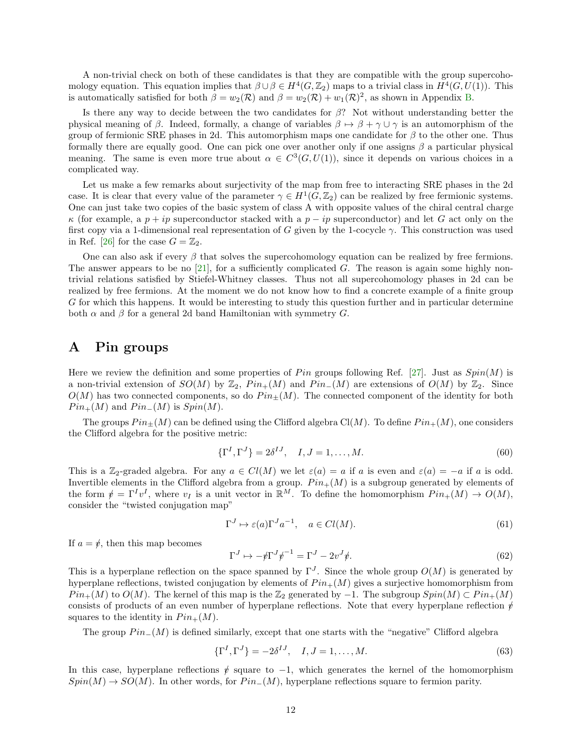A non-trivial check on both of these candidates is that they are compatible with the group supercohomology equation. This equation implies that $\beta \cup \beta \in H^4(G, \mathbb{Z}_2)$ maps to a trivial class in $H^4(G, U(1))$. This is automatically satisfied for both $\beta = w_2(\mathcal{R})$ and $\beta = w_2(\mathcal{R}) + w_1(\mathcal{R})^2$, as shown in Appendix B.

Is there any way to decide between the two candidates for $\beta$? Not without understanding better the physical meaning of $\beta$. Indeed, formally, a change of variables $\beta \mapsto \beta + \gamma \cup \gamma$ is an automorphism of the group of fermionic SRE phases in 2d. This automorphism maps one candidate for $\beta$ to the other one. Thus formally there are equally good. One can pick one over another only if one assigns $\beta$ a particular physical meaning. The same is even more true about $\alpha \in C^3(G, U(1))$, since it depends on various choices in a complicated way.

Let us make a few remarks about surjectivity of the map from free to interacting SRE phases in the 2d case. It is clear that every value of the parameter $\gamma \in H^1(G, \mathbb{Z}_2)$ can be realized by free fermionic systems. One can just take two copies of the basic system of class A with opposite values of the chiral central charge $\kappa$ (for example, a $p + ip$ superconductor stacked with a $p - ip$ superconductor) and let $G$ act only on the first copy via a 1-dimensional real representation of $G$ given by the 1-cocycle $\gamma$. This construction was used in Ref. [26] for the case $G = \mathbb{Z}_2$.

One can also ask if every $\beta$ that solves the supercohomology equation can be realized by free fermions. The answer appears to be no [21], for a sufficiently complicated $G$. The reason is again some highly nontrivial relations satisfied by Stiefel-Whitney classes. Thus not all supercohomology phases in 2d can be realized by free fermions. At the moment we do not know how to find a concrete example of a finite group $G$ for which this happens. It would be interesting to study this question further and in particular determine both $\alpha$ and $\beta$ for a general 2d band Hamiltonian with symmetry $G$.

# A Pin groups

Here we review the definition and some properties of $Pin$ groups following Ref. [27]. Just as $Spin(M)$ is a non-trivial extension of $SO(M)$ by $\mathbb{Z}_2$, $Pin_+(M)$ and $Pin_-(M)$ are extensions of $O(M)$ by $\mathbb{Z}_2$. Since $O(M)$ has two connected components, so do $Pin_\pm(M)$. The connected component of the identity for both $Pin_+(M)$ and $Pin_-(M)$ is $Spin(M)$.

The groups $Pin_\pm(M)$ can be defined using the Clifford algebra $\mathrm{Cl}(M)$. To define $Pin_+(M)$, one considers the Clifford algebra for the positive metric:

$$\{\Gamma^I, \Gamma^J\} = 2\delta^{IJ}, \quad I, J = 1, \ldots, M. \tag{60}$$

This is a $\mathbb{Z}_2$-graded algebra. For any $a \in Cl(M)$ we let $\varepsilon(a) = a$ if $a$ is even and $\varepsilon(a) = -a$ if $a$ is odd. Invertible elements in the Clifford algebra from a group. $Pin_+(M)$ is a subgroup generated by elements of the form $\not{v} = \Gamma^I v^I$, where $v_I$ is a unit vector in $\mathbb{R}^M$. To define the homomorphism $Pin_+(M) \to O(M)$, consider the "twisted conjugation map"

$$\Gamma^J \mapsto \varepsilon(a)\Gamma^J a^{-1}, \quad a \in Cl(M). \tag{61}$$

If $a = \not{v}$, then this map becomes

$$\Gamma^J \mapsto -\not{v}\Gamma^J \not{v}^{-1} = \Gamma^J - 2v^J \not{v}. \tag{62}$$

This is a hyperplane reflection on the space spanned by $\Gamma^J$. Since the whole group $O(M)$ is generated by hyperplane reflections, twisted conjugation by elements of $Pin_+(M)$ gives a surjective homomorphism from $Pin_+(M)$ to $O(M)$. The kernel of this map is the $\mathbb{Z}_2$ generated by $-1$. The subgroup $Spin(M) \subset Pin_+(M)$ consists of products of an even number of hyperplane reflections. Note that every hyperplane reflection $\not{v}$ squares to the identity in $Pin_+(M)$.

The group $Pin_-(M)$ is defined similarly, except that one starts with the "negative" Clifford algebra

$$\{\Gamma^I, \Gamma^J\} = -2\delta^{IJ}, \quad I, J = 1, \ldots, M. \tag{63}$$

In this case, hyperplane reflections $\not{v}$ square to $-1$, which generates the kernel of the homomorphism $Spin(M) \to SO(M)$. In other words, for $Pin_-(M)$, hyperplane reflections square to fermion parity.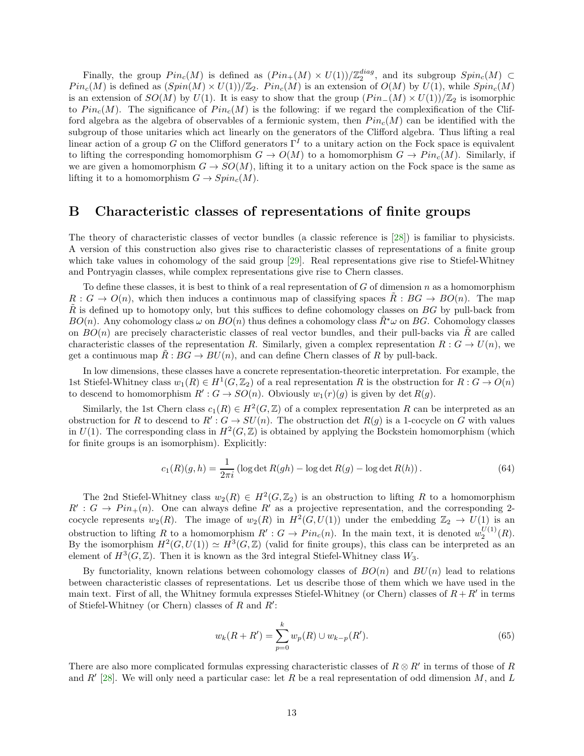Finally, the group $Pin_c(M)$ is defined as $(Pin_+(M) \times U(1))/\mathbb{Z}_2^{diag}$, and its subgroup $Spin_c(M) \subset Pin_c(M)$ is defined as $(Spin(M) \times U(1))/\mathbb{Z}_2$. $Pin_c(M)$ is an extension of $O(M)$ by $U(1)$, while $Spin_c(M)$ is an extension of $SO(M)$ by $U(1)$. It is easy to show that the group $(Pin_-(M) \times U(1))/\mathbb{Z}_2$ is isomorphic to $Pin_c(M)$. The significance of $Pin_c(M)$ is the following: if we regard the complexification of the Clifford algebra as the algebra of observables of a fermionic system, then $Pin_c(M)$ can be identified with the subgroup of those unitaries which act linearly on the generators of the Clifford algebra. Thus lifting a real linear action of a group $G$ on the Clifford generators $\Gamma^I$ to a unitary action on the Fock space is equivalent to lifting the corresponding homomorphism $G \to O(M)$ to a homomorphism $G \to Pin_c(M)$. Similarly, if we are given a homomorphism $G \to SO(M)$, lifting it to a unitary action on the Fock space is the same as lifting it to a homomorphism $G \to Spin_c(M)$.

# B Characteristic classes of representations of finite groups

The theory of characteristic classes of vector bundles (a classic reference is [28]) is familiar to physicists. A version of this construction also gives rise to characteristic classes of representations of a finite group which take values in cohomology of the said group [29]. Real representations give rise to Stiefel-Whitney and Pontryagin classes, while complex representations give rise to Chern classes.

To define these classes, it is best to think of a real representation of $G$ of dimension $n$ as a homomorphism $R : G \to O(n)$, which then induces a continuous map of classifying spaces $\tilde{R} : BG \to BO(n)$. The map $\tilde{R}$ is defined up to homotopy only, but this suffices to define cohomology classes on $BG$ by pull-back from $BO(n)$. Any cohomology class $\omega$ on $BO(n)$ thus defines a cohomology class $\tilde{R}^*\omega$ on $BG$. Cohomology classes on $BO(n)$ are precisely characteristic classes of real vector bundles, and their pull-backs via $\tilde{R}$ are called characteristic classes of the representation $R$. Similarly, given a complex representation $R : G \to U(n)$, we get a continuous map $\tilde{R} : BG \to BU(n)$, and can define Chern classes of $R$ by pull-back.

In low dimensions, these classes have a concrete representation-theoretic interpretation. For example, the 1st Stiefel-Whitney class $w_1(R) \in H^1(G, \mathbb{Z}_2)$ of a real representation $R$ is the obstruction for $R : G \to O(n)$ to descend to homomorphism $R' : G \to SO(n)$. Obviously $w_1(r)(g)$ is given by $\det R(g)$.

Similarly, the 1st Chern class $c_1(R) \in H^2(G, \mathbb{Z})$ of a complex representation $R$ can be interpreted as an obstruction for $R$ to descend to $R' : G \to SU(n)$. The obstruction $\det R(g)$ is a 1-cocycle on $G$ with values in $U(1)$. The corresponding class in $H^2(G, \mathbb{Z})$ is obtained by applying the Bockstein homomorphism (which for finite groups is an isomorphism). Explicitly:

$$c_1(R)(g, h) = \frac{1}{2\pi i} \left( \log \det R(gh) - \log \det R(g) - \log \det R(h) \right). \tag{64}$$

The 2nd Stiefel-Whitney class $w_2(R) \in H^2(G, \mathbb{Z}_2)$ is an obstruction to lifting $R$ to a homomorphism $R' : G \to Pin_+(n)$. One can always define $R'$ as a projective representation, and the corresponding 2-cocycle represents $w_2(R)$. The image of $w_2(R)$ in $H^2(G, U(1))$ under the embedding $\mathbb{Z}_2 \to U(1)$ is an obstruction to lifting $R$ to a homomorphism $R' : G \to Pin_c(n)$. In the main text, it is denoted $w_2^{U(1)}(R)$. By the isomorphism $H^2(G, U(1)) \simeq H^3(G, \mathbb{Z})$ (valid for finite groups), this class can be interpreted as an element of $H^3(G, \mathbb{Z})$. Then it is known as the 3rd integral Stiefel-Whitney class $W_3$.

By functoriality, known relations between cohomology classes of $BO(n)$ and $BU(n)$ lead to relations between characteristic classes of representations. Let us describe those of them which we have used in the main text. First of all, the Whitney formula expresses Stiefel-Whitney (or Chern) classes of $R + R'$ in terms of Stiefel-Whitney (or Chern) classes of $R$ and $R'$:

$$w_k(R + R') = \sum_{p=0}^{k} w_p(R) \cup w_{k-p}(R'). \tag{65}$$

There are also more complicated formulas expressing characteristic classes of $R \otimes R'$ in terms of those of $R$ and $R'$ [28]. We will only need a particular case: let $R$ be a real representation of odd dimension $M$, and $L$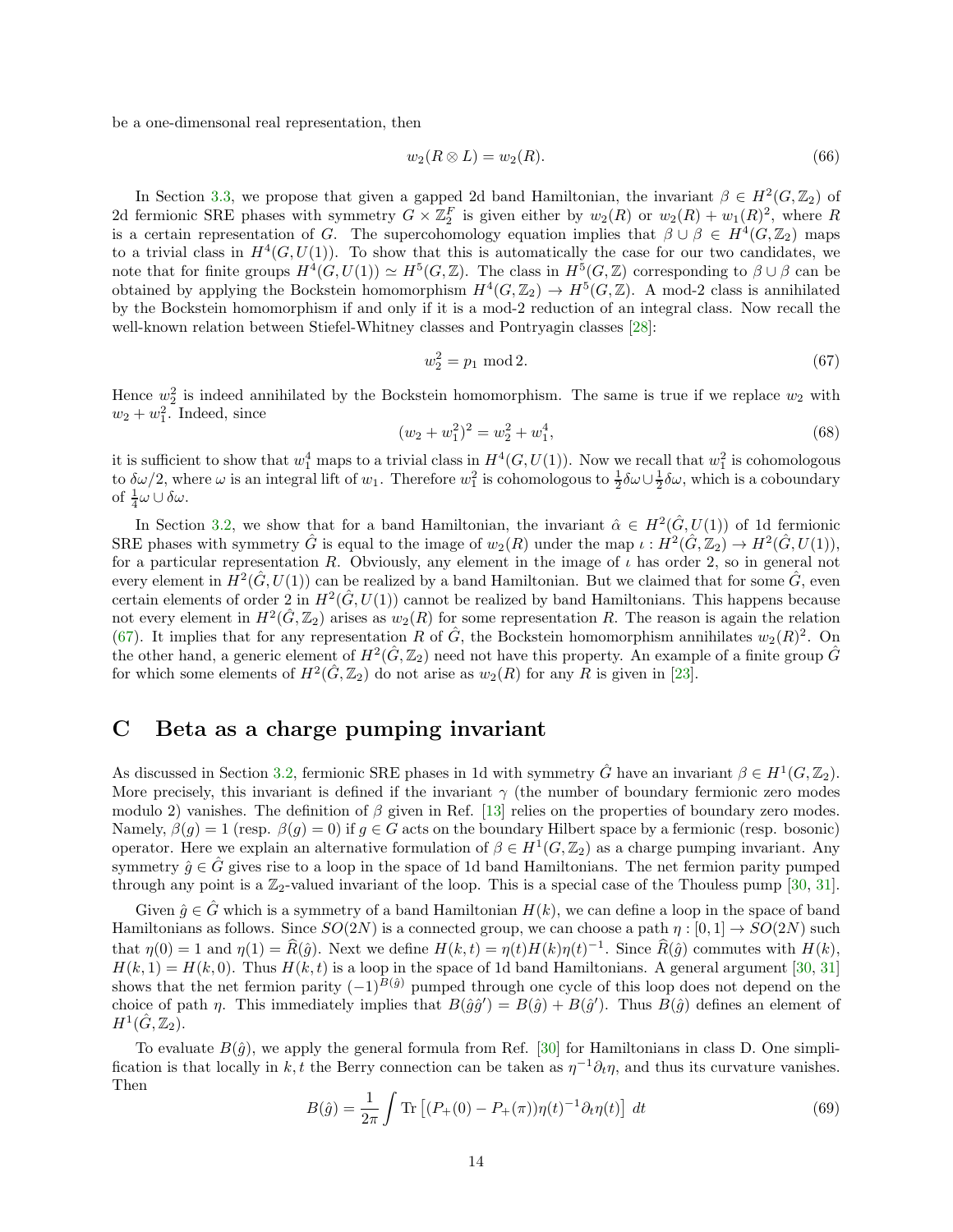be a one-dimensonal real representation, then

$$w_2(R \otimes L) = w_2(R). \tag{66}$$

In Section 3.3, we propose that given a gapped 2d band Hamiltonian, the invariant $\beta \in H^2(G, \mathbb{Z}_2)$ of 2d fermionic SRE phases with symmetry $G \times \mathbb{Z}_2^F$ is given either by $w_2(R)$ or $w_2(R) + w_1(R)^2$, where $R$ is a certain representation of $G$. The supercohomology equation implies that $\beta \cup \beta \in H^4(G, \mathbb{Z}_2)$ maps to a trivial class in $H^4(G, U(1))$. To show that this is automatically the case for our two candidates, we note that for finite groups $H^4(G, U(1)) \simeq H^5(G, \mathbb{Z})$. The class in $H^5(G, \mathbb{Z})$ corresponding to $\beta \cup \beta$ can be obtained by applying the Bockstein homomorphism $H^4(G, \mathbb{Z}_2) \to H^5(G, \mathbb{Z})$. A mod-2 class is annihilated by the Bockstein homomorphism if and only if it is a mod-2 reduction of an integral class. Now recall the well-known relation between Stiefel-Whitney classes and Pontryagin classes [28]:

$$w_2^2 = p_1 \bmod 2. \tag{67}$$

Hence $w_2^2$ is indeed annihilated by the Bockstein homomorphism. The same is true if we replace $w_2$ with $w_2 + w_1^2$. Indeed, since

$$(w_2 + w_1^2)^2 = w_2^2 + w_1^4, \tag{68}$$

it is sufficient to show that $w_1^4$ maps to a trivial class in $H^4(G, U(1))$. Now we recall that $w_1^2$ is cohomologous to $\delta\omega/2$, where $\omega$ is an integral lift of $w_1$. Therefore $w_1^2$ is cohomologous to $\frac{1}{2}\delta\omega \cup \frac{1}{2}\delta\omega$, which is a coboundary of $\frac{1}{4}\omega \cup \delta\omega$.

In Section 3.2, we show that for a band Hamiltonian, the invariant $\hat{\alpha} \in H^2(\hat{G}, U(1))$ of 1d fermionic SRE phases with symmetry $\hat{G}$ is equal to the image of $w_2(R)$ under the map $\iota : H^2(\hat{G}, \mathbb{Z}_2) \to H^2(\hat{G}, U(1))$, for a particular representation $R$. Obviously, any element in the image of $\iota$ has order 2, so in general not every element in $H^2(\hat{G}, U(1))$ can be realized by a band Hamiltonian. But we claimed that for some $\hat{G}$, even certain elements of order 2 in $H^2(\hat{G}, U(1))$ cannot be realized by band Hamiltonians. This happens because not every element in $H^2(\hat{G}, \mathbb{Z}_2)$ arises as $w_2(R)$ for some representation $R$. The reason is again the relation (67). It implies that for any representation $R$ of $\hat{G}$, the Bockstein homomorphism annihilates $w_2(R)^2$. On the other hand, a generic element of $H^2(\hat{G}, \mathbb{Z}_2)$ need not have this property. An example of a finite group $\hat{G}$ for which some elements of $H^2(\hat{G}, \mathbb{Z}_2)$ do not arise as $w_2(R)$ for any $R$ is given in [23].

# C Beta as a charge pumping invariant

As discussed in Section 3.2, fermionic SRE phases in 1d with symmetry $\hat{G}$ have an invariant $\beta \in H^1(G, \mathbb{Z}_2)$. More precisely, this invariant is defined if the invariant $\gamma$ (the number of boundary fermionic zero modes modulo 2) vanishes. The definition of $\beta$ given in Ref. [13] relies on the properties of boundary zero modes. Namely, $\beta(g) = 1$ (resp. $\beta(g) = 0$) if $g \in G$ acts on the boundary Hilbert space by a fermionic (resp. bosonic) operator. Here we explain an alternative formulation of $\beta \in H^1(G, \mathbb{Z}_2)$ as a charge pumping invariant. Any symmetry $\hat{g} \in \hat{G}$ gives rise to a loop in the space of 1d band Hamiltonians. The net fermion parity pumped through any point is a $\mathbb{Z}_2$-valued invariant of the loop. This is a special case of the Thouless pump [30, 31].

Given $\hat{g} \in \hat{G}$ which is a symmetry of a band Hamiltonian $H(k)$, we can define a loop in the space of band Hamiltonians as follows. Since $SO(2N)$ is a connected group, we can choose a path $\eta : [0, 1] \to SO(2N)$ such that $\eta(0) = 1$ and $\eta(1) = \widehat{R}(\hat{g})$. Next we define $H(k, t) = \eta(t) H(k) \eta(t)^{-1}$. Since $\widehat{R}(\hat{g})$ commutes with $H(k)$, $H(k, 1) = H(k, 0)$. Thus $H(k, t)$ is a loop in the space of 1d band Hamiltonians. A general argument [30, 31] shows that the net fermion parity $(-1)^{B(\hat{g})}$ pumped through one cycle of this loop does not depend on the choice of path $\eta$. This immediately implies that $B(\hat{g}\hat{g}') = B(\hat{g}) + B(\hat{g}')$. Thus $B(\hat{g})$ defines an element of $H^1(\hat{G}, \mathbb{Z}_2)$.

To evaluate $B(\hat{g})$, we apply the general formula from Ref. [30] for Hamiltonians in class D. One simplification is that locally in $k, t$ the Berry connection can be taken as $\eta^{-1}\partial_t \eta$, and thus its curvature vanishes. Then

$$B(\hat{g}) = \frac{1}{2\pi} \int \text{Tr}\left[ (P_+(0) - P_+(\pi)) \eta(t)^{-1} \partial_t \eta(t) \right] \, dt \tag{69}$$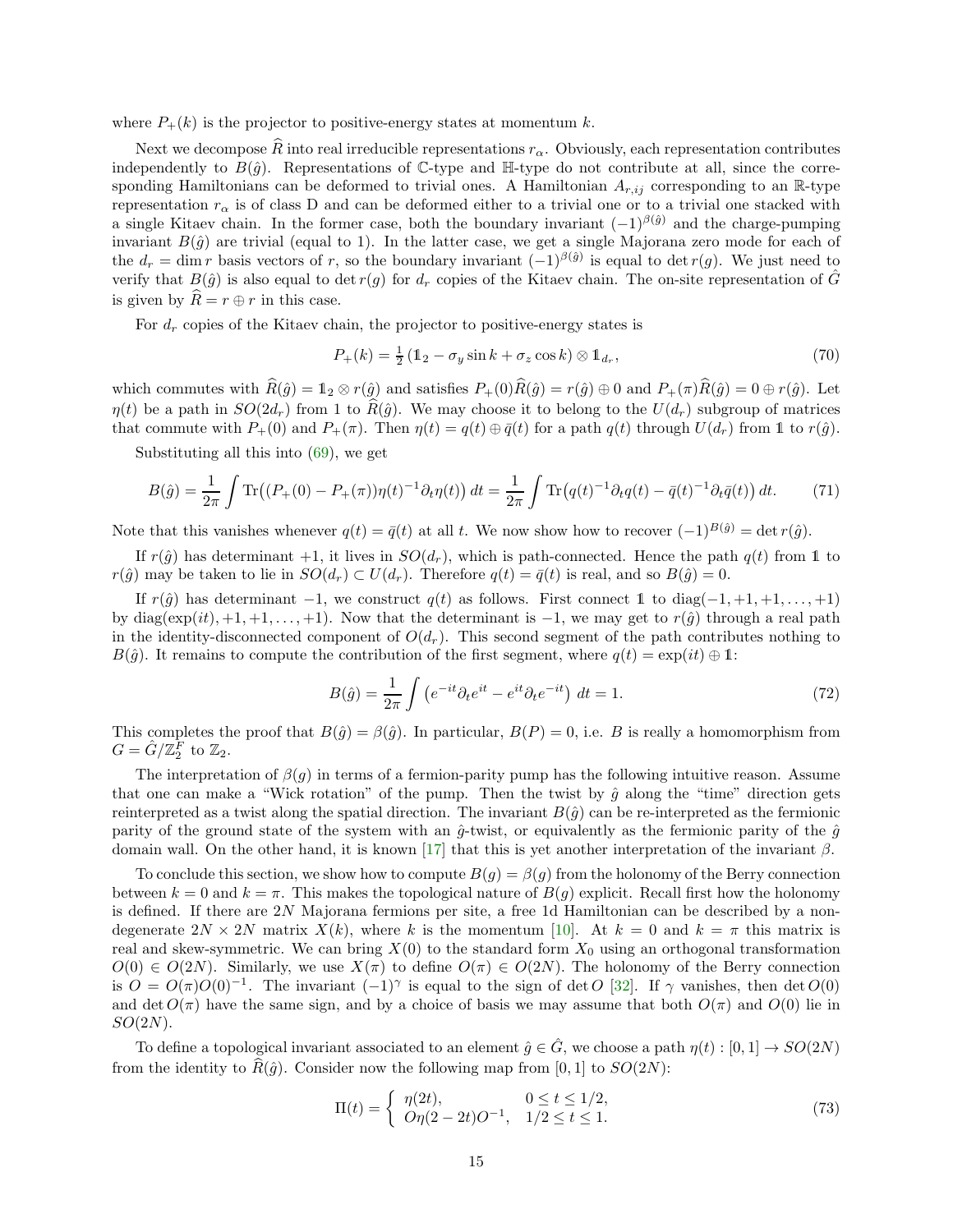where $P_+(k)$ is the projector to positive-energy states at momentum $k$.

Next we decompose $\widehat{R}$ into real irreducible representations $r_\alpha$. Obviously, each representation contributes independently to $B(\hat{g})$. Representations of $\mathbb{C}$-type and $\mathbb{H}$-type do not contribute at all, since the corresponding Hamiltonians can be deformed to trivial ones. A Hamiltonian $A_{r,ij}$ corresponding to an $\mathbb{R}$-type representation $r_\alpha$ is of class D and can be deformed either to a trivial one or to a trivial one stacked with a single Kitaev chain. In the former case, both the boundary invariant $(-1)^{\beta(\hat{g})}$ and the charge-pumping invariant $B(\hat{g})$ are trivial (equal to 1). In the latter case, we get a single Majorana zero mode for each of the $d_r = \dim r$ basis vectors of $r$, so the boundary invariant $(-1)^{\beta(\hat{g})}$ is equal to $\det r(g)$. We just need to verify that $B(\hat{g})$ is also equal to $\det r(g)$ for $d_r$ copies of the Kitaev chain. The on-site representation of $\hat{G}$ is given by $\widehat{R} = r \oplus r$ in this case.

For $d_r$ copies of the Kitaev chain, the projector to positive-energy states is

$$P_+(k) = \tfrac{1}{2}\left(\mathbb{1}_2 - \sigma_y \sin k + \sigma_z \cos k\right) \otimes \mathbb{1}_{d_r}, \tag{70}$$

which commutes with $\widehat{R}(\hat{g}) = \mathbb{1}_2 \otimes r(\hat{g})$ and satisfies $P_+(0)\widehat{R}(\hat{g}) = r(\hat{g}) \oplus 0$ and $P_+(\pi)\widehat{R}(\hat{g}) = 0 \oplus r(\hat{g})$. Let $\eta(t)$ be a path in $SO(2d_r)$ from 1 to $\widehat{R}(\hat{g})$. We may choose it to belong to the $U(d_r)$ subgroup of matrices that commute with $P_+(0)$ and $P_+(\pi)$. Then $\eta(t) = q(t) \oplus \bar{q}(t)$ for a path $q(t)$ through $U(d_r)$ from $\mathbb{1}$ to $r(\hat{g})$.

Substituting all this into (69), we get

$$B(\hat{g}) = \frac{1}{2\pi}\int \mathrm{Tr}\big((P_+(0) - P_+(\pi))\eta(t)^{-1}\partial_t \eta(t)\big)\, dt = \frac{1}{2\pi}\int \mathrm{Tr}\big(q(t)^{-1}\partial_t q(t) - \bar{q}(t)^{-1}\partial_t \bar{q}(t)\big)\, dt. \tag{71}$$

Note that this vanishes whenever $q(t) = \bar{q}(t)$ at all $t$. We now show how to recover $(-1)^{B(\hat{g})} = \det r(\hat{g})$.

If $r(\hat{g})$ has determinant $+1$, it lives in $SO(d_r)$, which is path-connected. Hence the path $q(t)$ from $\mathbb{1}$ to $r(\hat{g})$ may be taken to lie in $SO(d_r) \subset U(d_r)$. Therefore $q(t) = \bar{q}(t)$ is real, and so $B(\hat{g}) = 0$.

If $r(\hat{g})$ has determinant $-1$, we construct $q(t)$ as follows. First connect $\mathbb{1}$ to $\mathrm{diag}(-1, +1, +1, \ldots, +1)$ by $\mathrm{diag}(\exp(it), +1, +1, \ldots, +1)$. Now that the determinant is $-1$, we may get to $r(\hat{g})$ through a real path in the identity-disconnected component of $O(d_r)$. This second segment of the path contributes nothing to $B(\hat{g})$. It remains to compute the contribution of the first segment, where $q(t) = \exp(it) \oplus \mathbb{1}$:

$$B(\hat{g}) = \frac{1}{2\pi}\int \left(e^{-it}\partial_t e^{it} - e^{it}\partial_t e^{-it}\right)\, dt = 1. \tag{72}$$

This completes the proof that $B(\hat{g}) = \beta(\hat{g})$. In particular, $B(P) = 0$, i.e. $B$ is really a homomorphism from $G = \hat{G}/\mathbb{Z}_2^F$ to $\mathbb{Z}_2$.

The interpretation of $\beta(g)$ in terms of a fermion-parity pump has the following intuitive reason. Assume that one can make a "Wick rotation" of the pump. Then the twist by $\hat{g}$ along the "time" direction gets reinterpreted as a twist along the spatial direction. The invariant $B(\hat{g})$ can be re-interpreted as the fermionic parity of the ground state of the system with an $\hat{g}$-twist, or equivalently as the fermionic parity of the $\hat{g}$ domain wall. On the other hand, it is known [17] that this is yet another interpretation of the invariant $\beta$.

To conclude this section, we show how to compute $B(g) = \beta(g)$ from the holonomy of the Berry connection between $k = 0$ and $k = \pi$. This makes the topological nature of $B(g)$ explicit. Recall first how the holonomy is defined. If there are $2N$ Majorana fermions per site, a free 1d Hamiltonian can be described by a non-degenerate $2N \times 2N$ matrix $X(k)$, where $k$ is the momentum [10]. At $k = 0$ and $k = \pi$ this matrix is real and skew-symmetric. We can bring $X(0)$ to the standard form $X_0$ using an orthogonal transformation $O(0) \in O(2N)$. Similarly, we use $X(\pi)$ to define $O(\pi) \in O(2N)$. The holonomy of the Berry connection is $O = O(\pi)O(0)^{-1}$. The invariant $(-1)^\gamma$ is equal to the sign of $\det O$ [32]. If $\gamma$ vanishes, then $\det O(0)$ and $\det O(\pi)$ have the same sign, and by a choice of basis we may assume that both $O(\pi)$ and $O(0)$ lie in $SO(2N)$.

To define a topological invariant associated to an element $\hat{g} \in \hat{G}$, we choose a path $\eta(t) : [0,1] \to SO(2N)$ from the identity to $\widehat{R}(\hat{g})$. Consider now the following map from $[0,1]$ to $SO(2N)$:

$$\Pi(t) = \begin{cases} \eta(2t), & 0 \le t \le 1/2, \\ O\eta(2 - 2t)O^{-1}, & 1/2 \le t \le 1. \end{cases} \tag{73}$$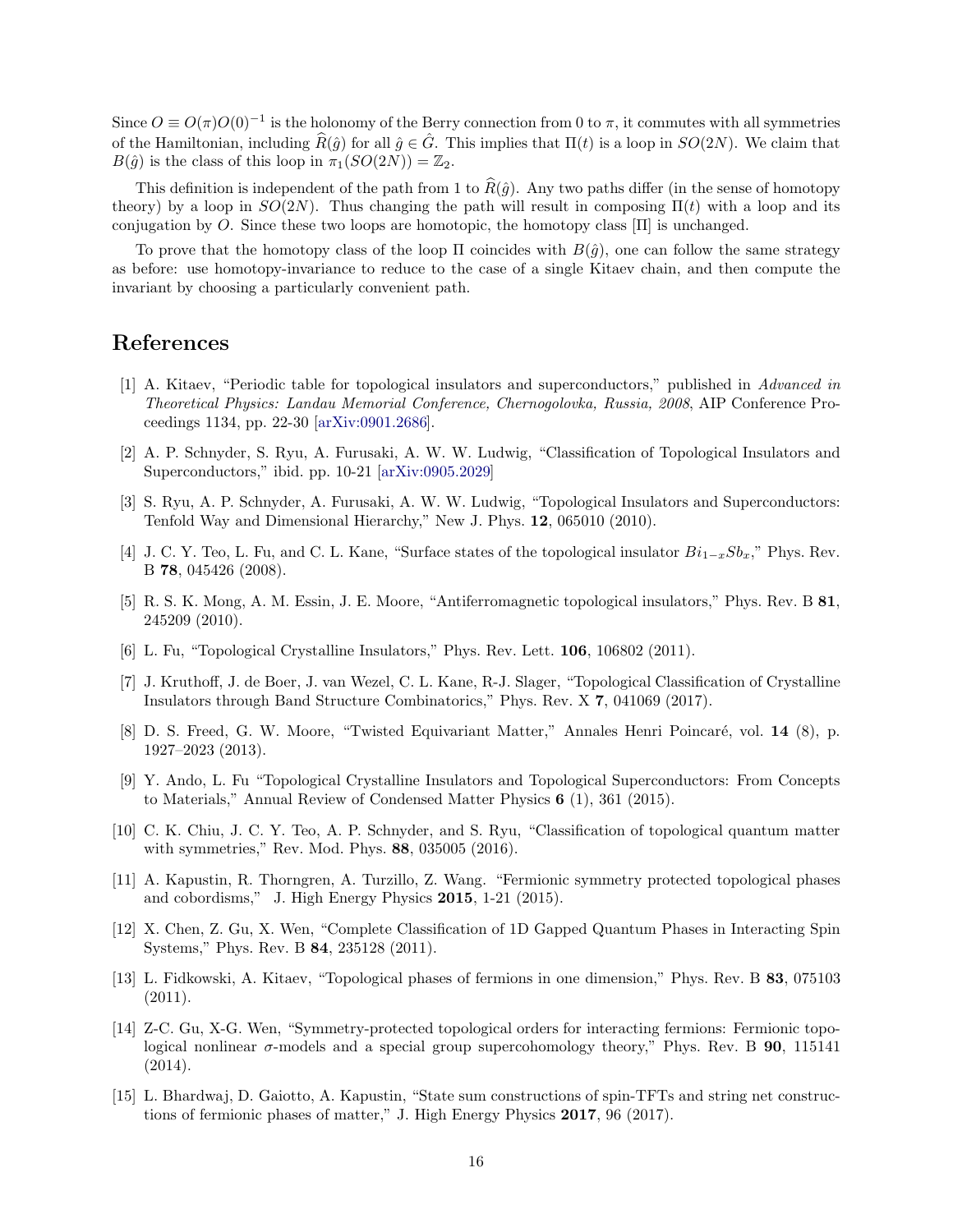Since $O \equiv O(\pi)O(0)^{-1}$ is the holonomy of the Berry connection from 0 to $\pi$, it commutes with all symmetries of the Hamiltonian, including $\widehat{R}(\hat{g})$ for all $\hat{g} \in \hat{G}$. This implies that $\Pi(t)$ is a loop in $SO(2N)$. We claim that $B(\hat{g})$ is the class of this loop in $\pi_1(SO(2N)) = \mathbb{Z}_2$.

This definition is independent of the path from 1 to $\widehat{R}(\hat{g})$. Any two paths differ (in the sense of homotopy theory) by a loop in $SO(2N)$. Thus changing the path will result in composing $\Pi(t)$ with a loop and its conjugation by $O$. Since these two loops are homotopic, the homotopy class $[\Pi]$ is unchanged.

To prove that the homotopy class of the loop $\Pi$ coincides with $B(\hat{g})$, one can follow the same strategy as before: use homotopy-invariance to reduce to the case of a single Kitaev chain, and then compute the invariant by choosing a particularly convenient path.

# References

[1] A. Kitaev, "Periodic table for topological insulators and superconductors," published in *Advanced in Theoretical Physics: Landau Memorial Conference, Chernogolovka, Russia, 2008*, AIP Conference Proceedings 1134, pp. 22-30 [arXiv:0901.2686].

[2] A. P. Schnyder, S. Ryu, A. Furusaki, A. W. W. Ludwig, "Classification of Topological Insulators and Superconductors," ibid. pp. 10-21 [arXiv:0905.2029]

[3] S. Ryu, A. P. Schnyder, A. Furusaki, A. W. W. Ludwig, "Topological Insulators and Superconductors: Tenfold Way and Dimensional Hierarchy," New J. Phys. **12**, 065010 (2010).

[4] J. C. Y. Teo, L. Fu, and C. L. Kane, "Surface states of the topological insulator $Bi_{1-x}Sb_x$," Phys. Rev. B **78**, 045426 (2008).

[5] R. S. K. Mong, A. M. Essin, J. E. Moore, "Antiferromagnetic topological insulators," Phys. Rev. B **81**, 245209 (2010).

[6] L. Fu, "Topological Crystalline Insulators," Phys. Rev. Lett. **106**, 106802 (2011).

[7] J. Kruthoff, J. de Boer, J. van Wezel, C. L. Kane, R-J. Slager, "Topological Classification of Crystalline Insulators through Band Structure Combinatorics," Phys. Rev. X **7**, 041069 (2017).

[8] D. S. Freed, G. W. Moore, "Twisted Equivariant Matter," Annales Henri Poincaré, vol. **14** (8), p. 1927–2023 (2013).

[9] Y. Ando, L. Fu "Topological Crystalline Insulators and Topological Superconductors: From Concepts to Materials," Annual Review of Condensed Matter Physics **6** (1), 361 (2015).

[10] C. K. Chiu, J. C. Y. Teo, A. P. Schnyder, and S. Ryu, "Classification of topological quantum matter with symmetries," Rev. Mod. Phys. **88**, 035005 (2016).

[11] A. Kapustin, R. Thorngren, A. Turzillo, Z. Wang. "Fermionic symmetry protected topological phases and cobordisms," J. High Energy Physics **2015**, 1-21 (2015).

[12] X. Chen, Z. Gu, X. Wen, "Complete Classification of 1D Gapped Quantum Phases in Interacting Spin Systems," Phys. Rev. B **84**, 235128 (2011).

[13] L. Fidkowski, A. Kitaev, "Topological phases of fermions in one dimension," Phys. Rev. B **83**, 075103 (2011).

[14] Z-C. Gu, X-G. Wen, "Symmetry-protected topological orders for interacting fermions: Fermionic topological nonlinear $\sigma$-models and a special group supercohomology theory," Phys. Rev. B **90**, 115141 (2014).

[15] L. Bhardwaj, D. Gaiotto, A. Kapustin, "State sum constructions of spin-TFTs and string net constructions of fermionic phases of matter," J. High Energy Physics **2017**, 96 (2017).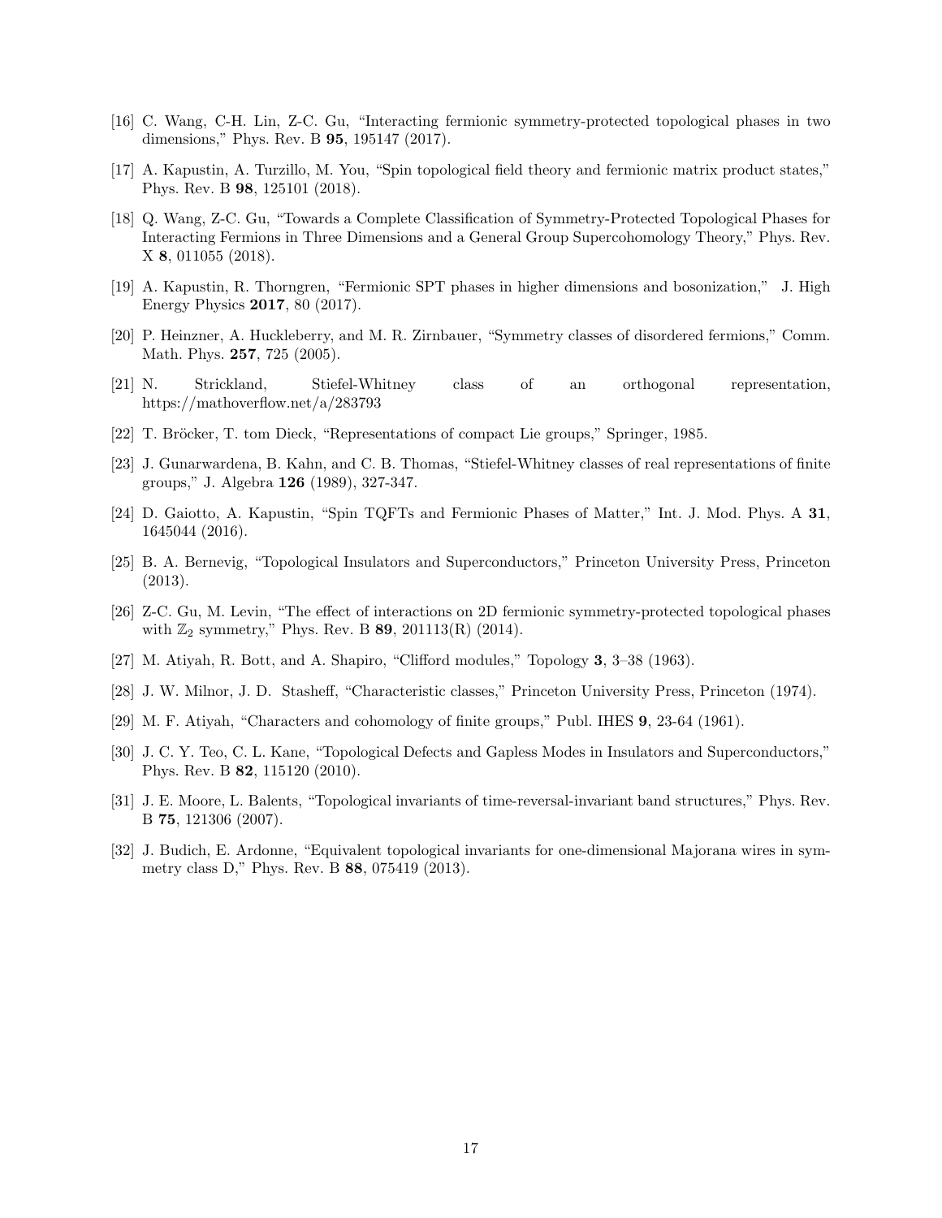[16] C. Wang, C-H. Lin, Z-C. Gu, "Interacting fermionic symmetry-protected topological phases in two dimensions," Phys. Rev. B **95**, 195147 (2017).

[17] A. Kapustin, A. Turzillo, M. You, "Spin topological field theory and fermionic matrix product states," Phys. Rev. B **98**, 125101 (2018).

[18] Q. Wang, Z-C. Gu, "Towards a Complete Classification of Symmetry-Protected Topological Phases for Interacting Fermions in Three Dimensions and a General Group Supercohomology Theory," Phys. Rev. X **8**, 011055 (2018).

[19] A. Kapustin, R. Thorngren, "Fermionic SPT phases in higher dimensions and bosonization," J. High Energy Physics **2017**, 80 (2017).

[20] P. Heinzner, A. Huckleberry, and M. R. Zirnbauer, "Symmetry classes of disordered fermions," Comm. Math. Phys. **257**, 725 (2005).

[21] N. Strickland, Stiefel-Whitney class of an orthogonal representation, https://mathoverflow.net/a/283793

[22] T. Bröcker, T. tom Dieck, "Representations of compact Lie groups," Springer, 1985.

[23] J. Gunarwardena, B. Kahn, and C. B. Thomas, "Stiefel-Whitney classes of real representations of finite groups," J. Algebra **126** (1989), 327-347.

[24] D. Gaiotto, A. Kapustin, "Spin TQFTs and Fermionic Phases of Matter," Int. J. Mod. Phys. A **31**, 1645044 (2016).

[25] B. A. Bernevig, "Topological Insulators and Superconductors," Princeton University Press, Princeton (2013).

[26] Z-C. Gu, M. Levin, "The effect of interactions on 2D fermionic symmetry-protected topological phases with $\mathbb{Z}_2$ symmetry," Phys. Rev. B **89**, 201113(R) (2014).

[27] M. Atiyah, R. Bott, and A. Shapiro, "Clifford modules," Topology **3**, 3–38 (1963).

[28] J. W. Milnor, J. D. Stasheff, "Characteristic classes," Princeton University Press, Princeton (1974).

[29] M. F. Atiyah, "Characters and cohomology of finite groups," Publ. IHES **9**, 23-64 (1961).

[30] J. C. Y. Teo, C. L. Kane, "Topological Defects and Gapless Modes in Insulators and Superconductors," Phys. Rev. B **82**, 115120 (2010).

[31] J. E. Moore, L. Balents, "Topological invariants of time-reversal-invariant band structures," Phys. Rev. B **75**, 121306 (2007).

[32] J. Budich, E. Ardonne, "Equivalent topological invariants for one-dimensional Majorana wires in symmetry class D," Phys. Rev. B **88**, 075419 (2013).